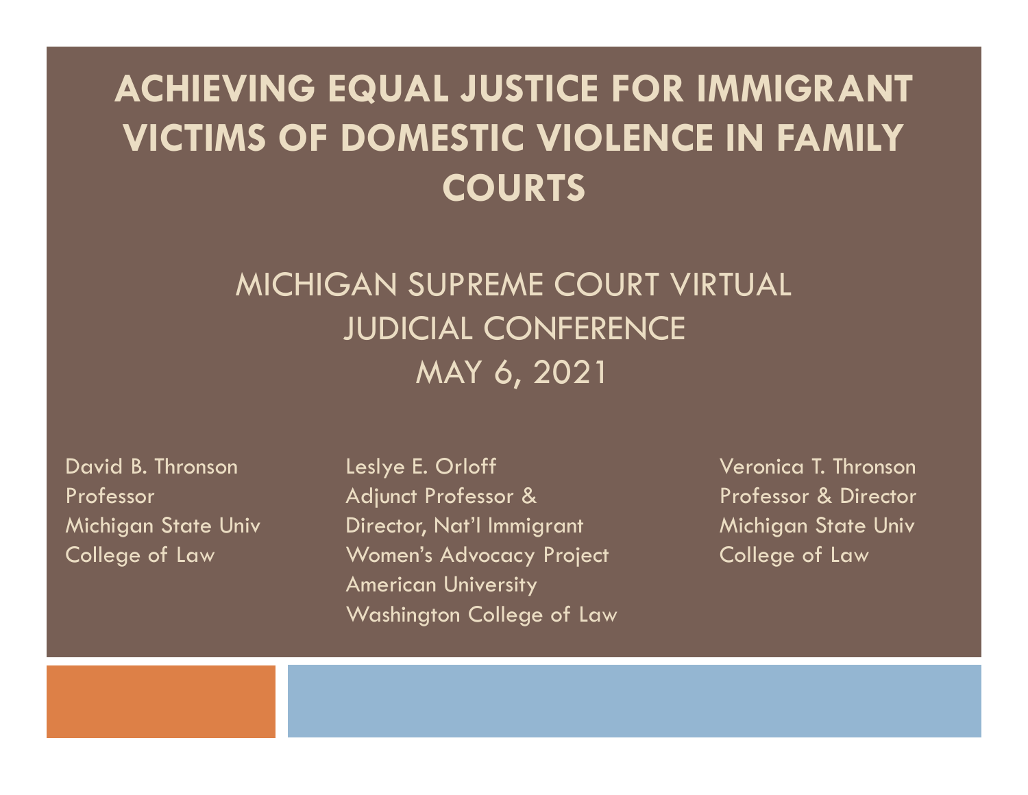# ACHIEVING EQUAL JUSTICE FOR IMMIGRANT VICTIMS OF DOMESTIC VIOLENCE IN FAMILY COURTS

## MICHIGAN SUPREME COURT VIRTUAL JUDICIAL CONFERENCE
## MAY 6, 2021

David B. Thronson
Professor
Michigan State Univ
College of Law

Leslye E. Orloff
Adjunct Professor &
Director, Nat'l Immigrant
Women's Advocacy Project
American University
Washington College of Law

Veronica T. Thronson
Professor & Director
Michigan State Univ
College of Law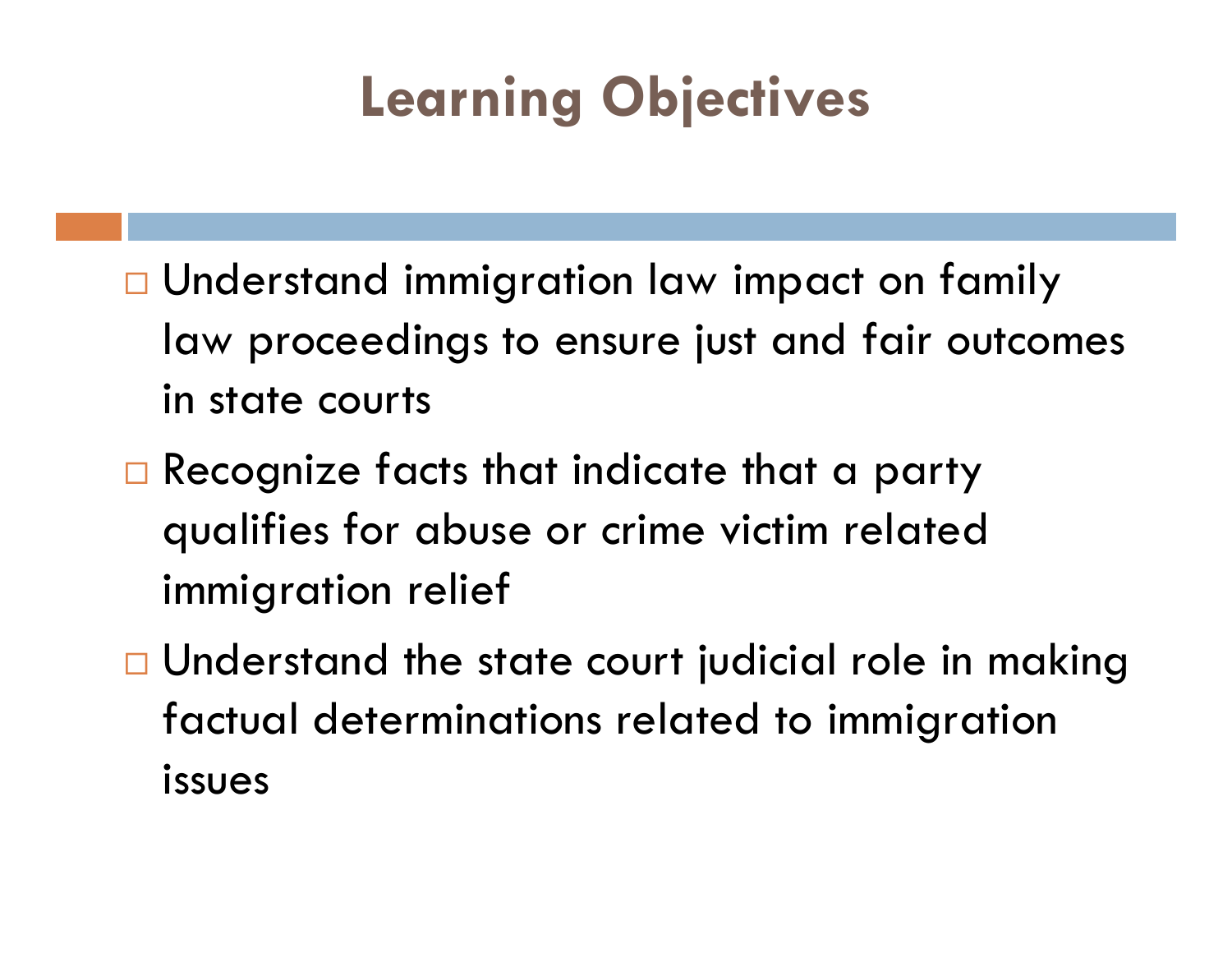# Learning Objectives

- Understand immigration law impact on family law proceedings to ensure just and fair outcomes in state courts
- Recognize facts that indicate that a party qualifies for abuse or crime victim related immigration relief
- Understand the state court judicial role in making factual determinations related to immigration issues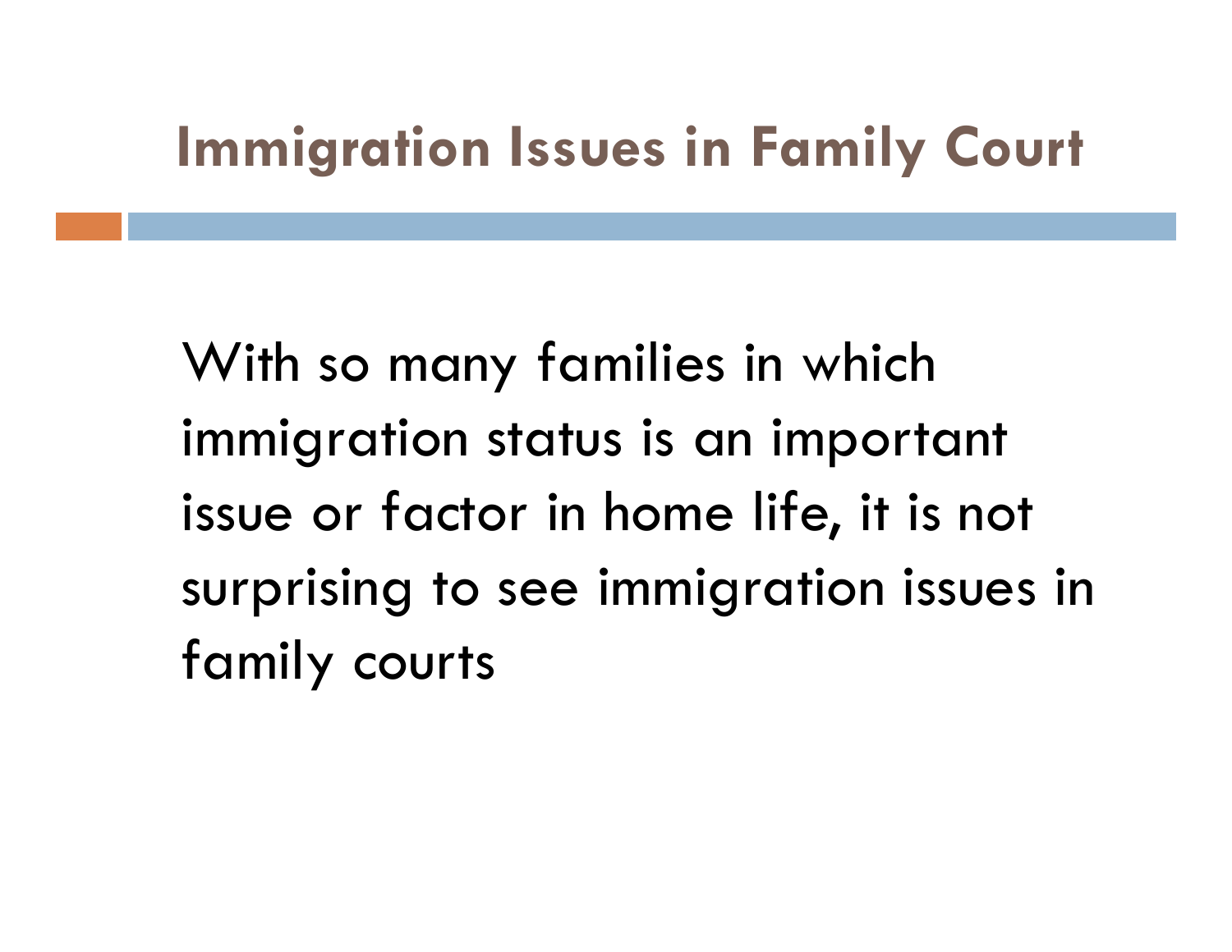# Immigration Issues in Family Court

With so many families in which immigration status is an important issue or factor in home life, it is not surprising to see immigration issues in family courts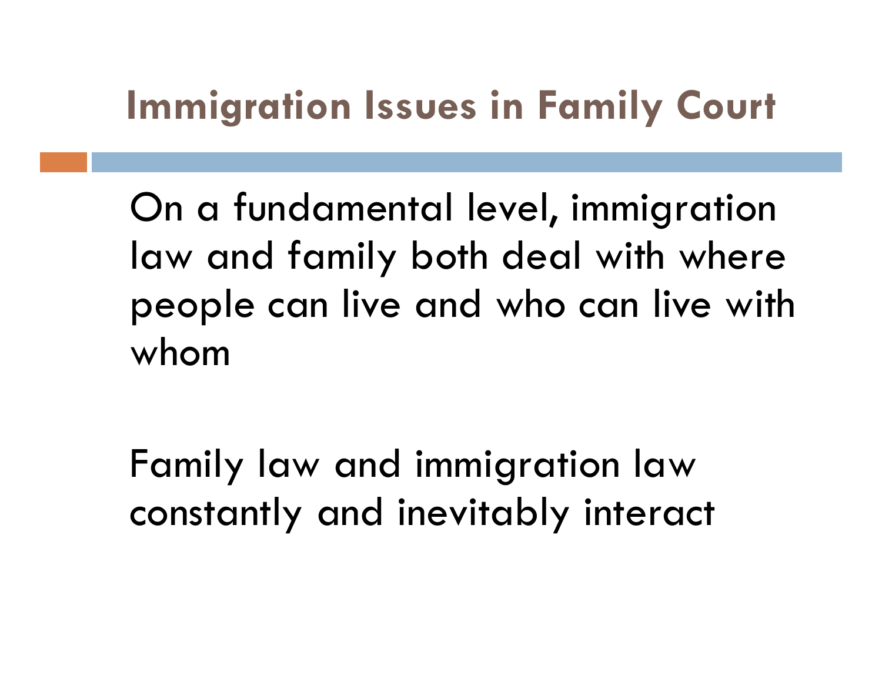# Immigration Issues in Family Court

On a fundamental level, immigration law and family both deal with where people can live and who can live with whom

Family law and immigration law constantly and inevitably interact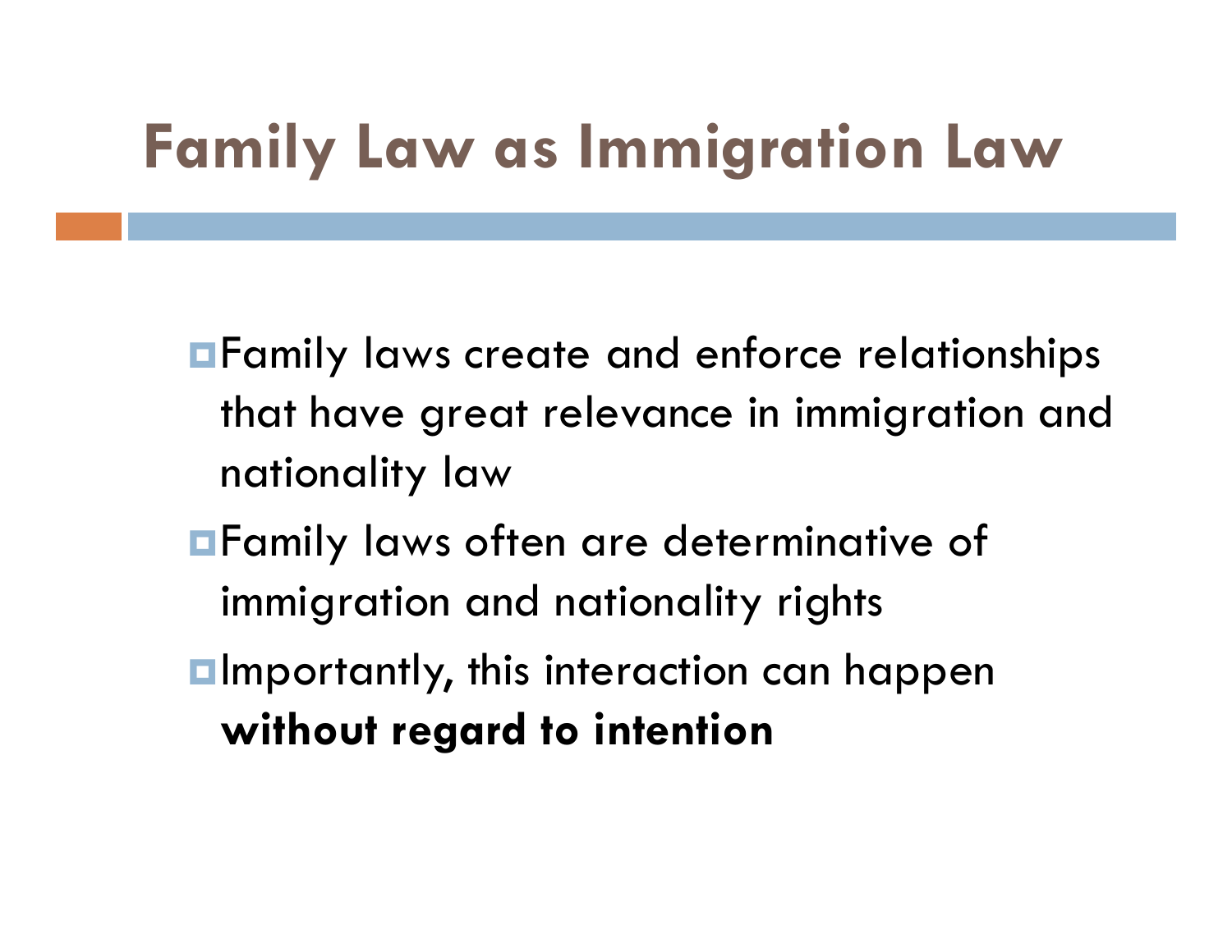# Family Law as Immigration Law

- Family laws create and enforce relationships that have great relevance in immigration and nationality law
- Family laws often are determinative of immigration and nationality rights
- Importantly, this interaction can happen **without regard to intention**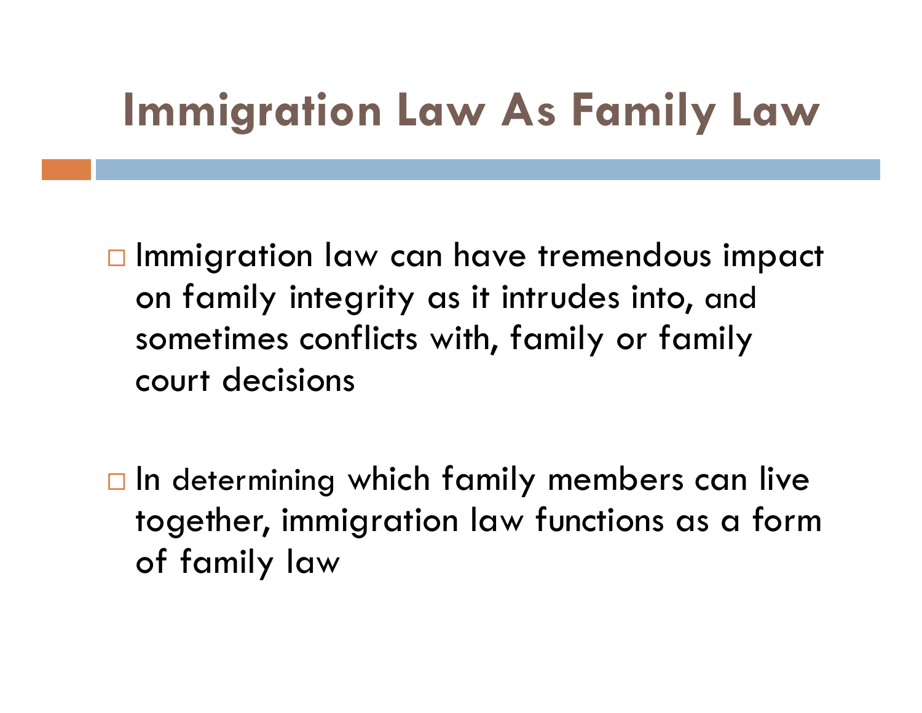# Immigration Law As Family Law

- Immigration law can have tremendous impact on family integrity as it intrudes into, and sometimes conflicts with, family or family court decisions

- In determining which family members can live together, immigration law functions as a form of family law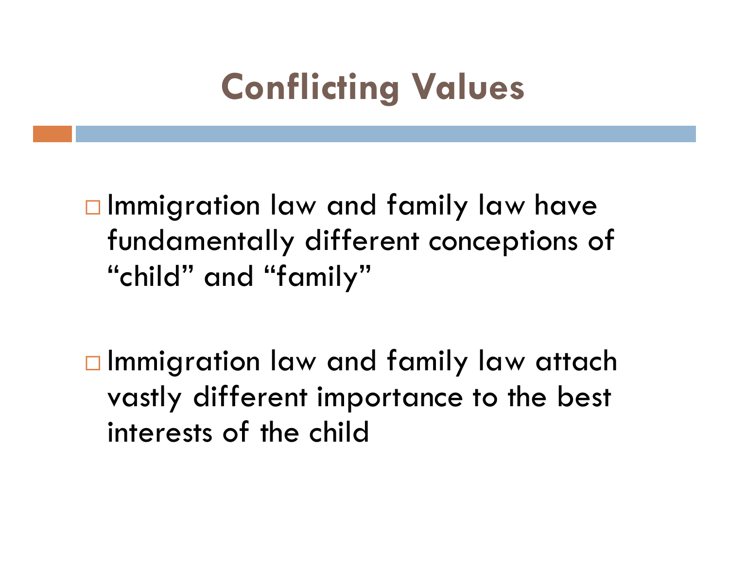# Conflicting Values

- Immigration law and family law have fundamentally different conceptions of "child" and "family"

- Immigration law and family law attach vastly different importance to the best interests of the child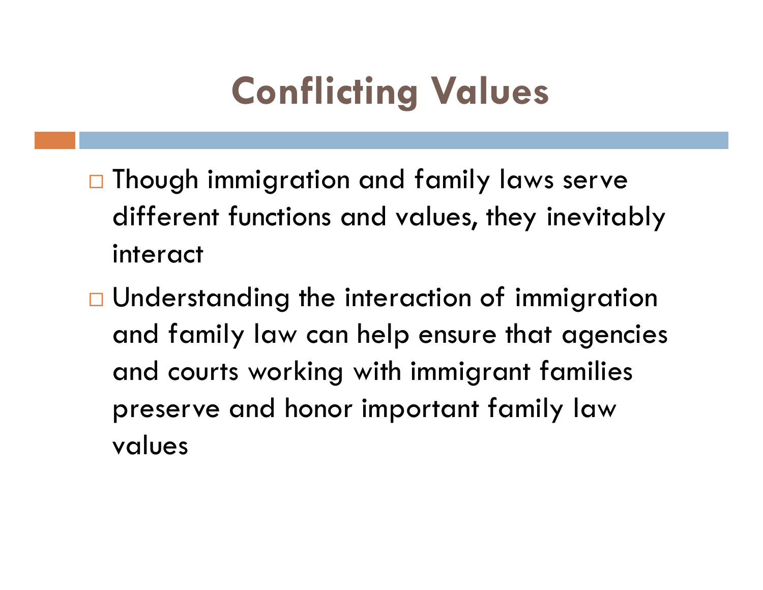# Conflicting Values

- Though immigration and family laws serve different functions and values, they inevitably interact
- Understanding the interaction of immigration and family law can help ensure that agencies and courts working with immigrant families preserve and honor important family law values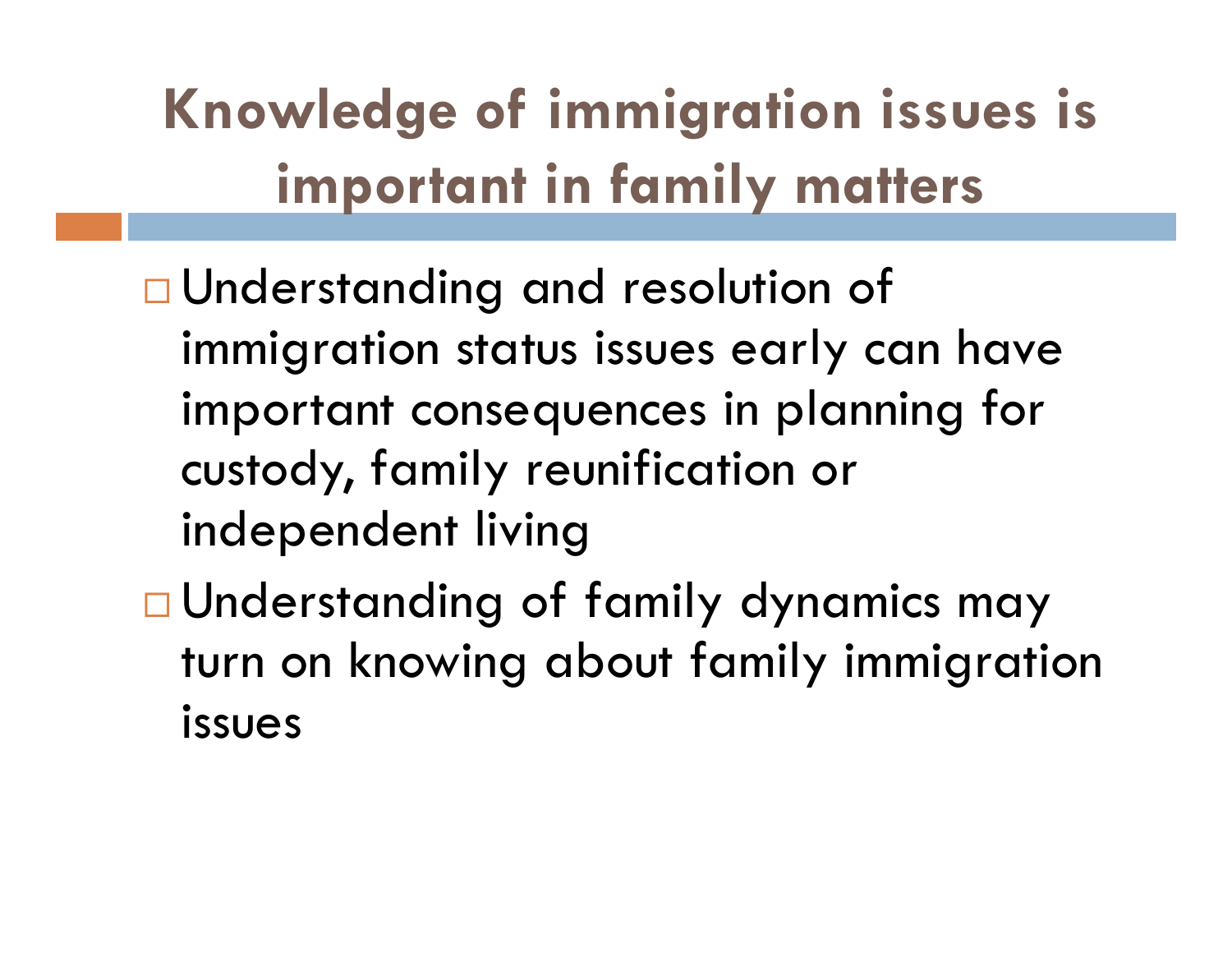# Knowledge of immigration issues is important in family matters

- Understanding and resolution of immigration status issues early can have important consequences in planning for custody, family reunification or independent living
- Understanding of family dynamics may turn on knowing about family immigration issues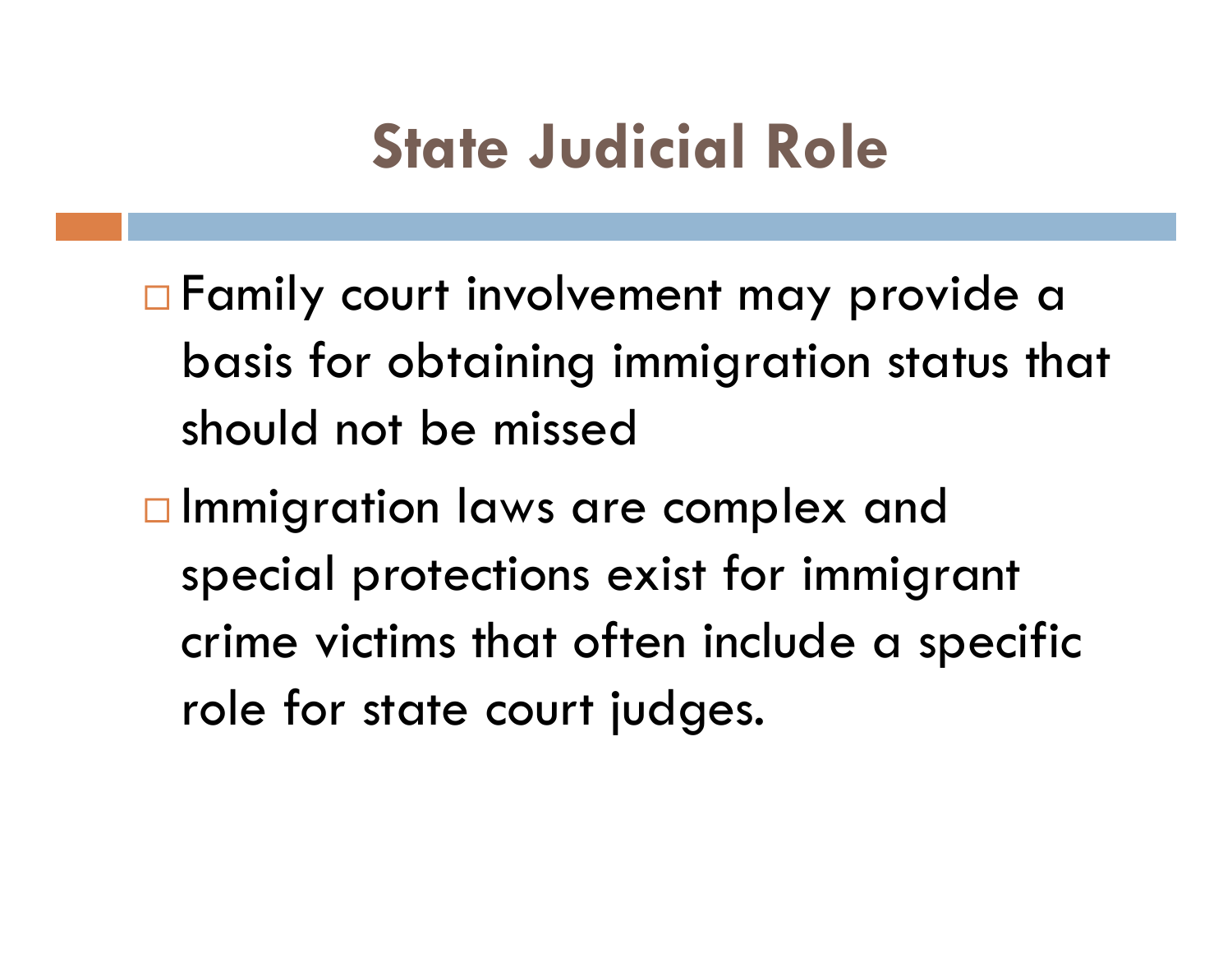# State Judicial Role

- Family court involvement may provide a basis for obtaining immigration status that should not be missed
- Immigration laws are complex and special protections exist for immigrant crime victims that often include a specific role for state court judges.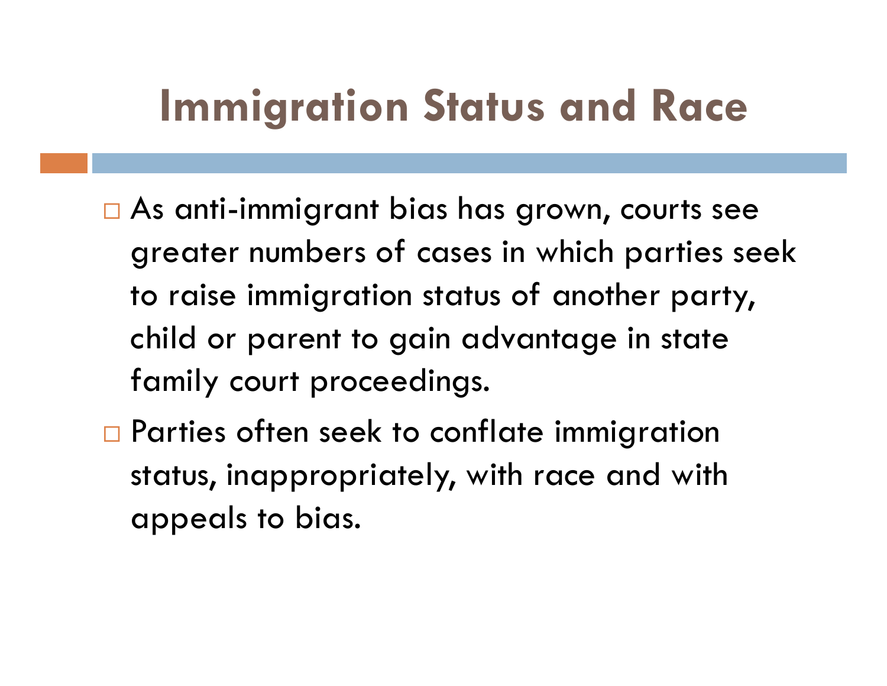# Immigration Status and Race

- As anti-immigrant bias has grown, courts see greater numbers of cases in which parties seek to raise immigration status of another party, child or parent to gain advantage in state family court proceedings.
- Parties often seek to conflate immigration status, inappropriately, with race and with appeals to bias.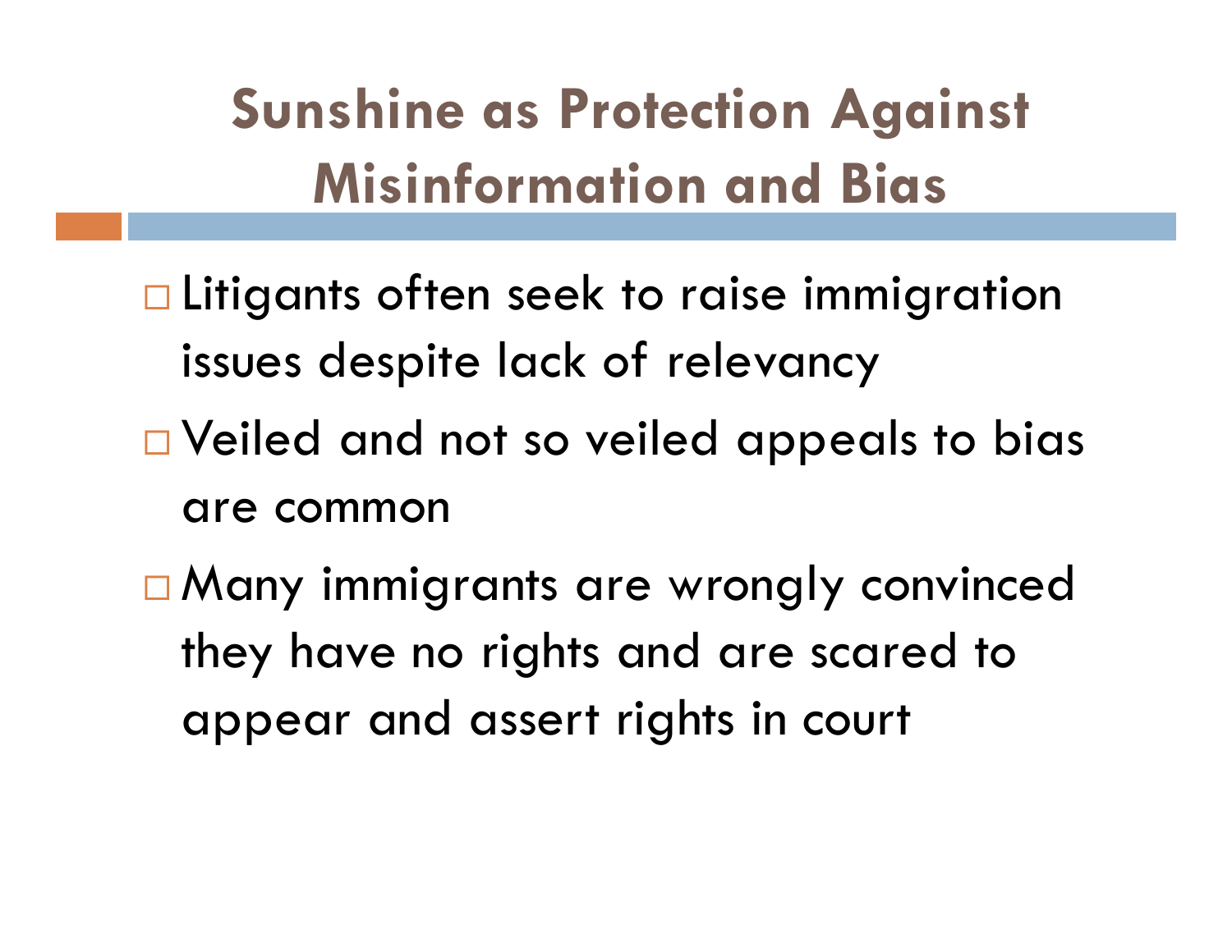# Sunshine as Protection Against Misinformation and Bias

- Litigants often seek to raise immigration issues despite lack of relevancy
- Veiled and not so veiled appeals to bias are common
- Many immigrants are wrongly convinced they have no rights and are scared to appear and assert rights in court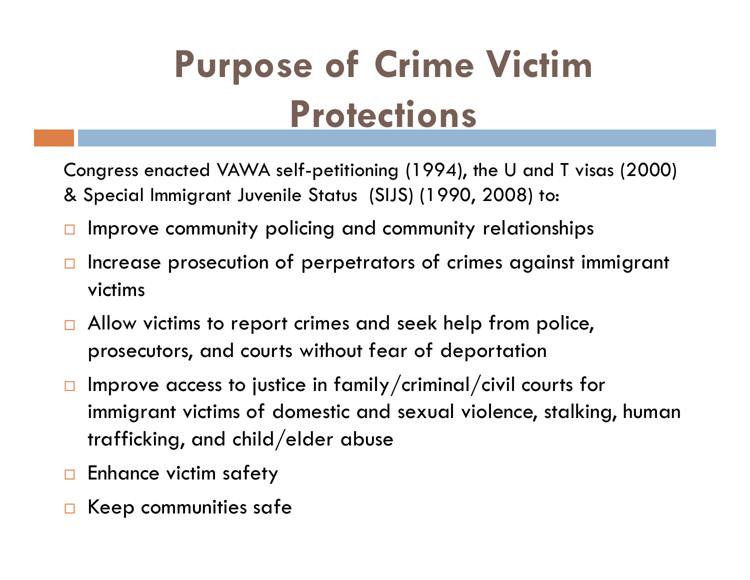# Purpose of Crime Victim Protections

Congress enacted VAWA self-petitioning (1994), the U and T visas (2000) & Special Immigrant Juvenile Status (SIJS) (1990, 2008) to:

- Improve community policing and community relationships
- Increase prosecution of perpetrators of crimes against immigrant victims
- Allow victims to report crimes and seek help from police, prosecutors, and courts without fear of deportation
- Improve access to justice in family/criminal/civil courts for immigrant victims of domestic and sexual violence, stalking, human trafficking, and child/elder abuse
- Enhance victim safety
- Keep communities safe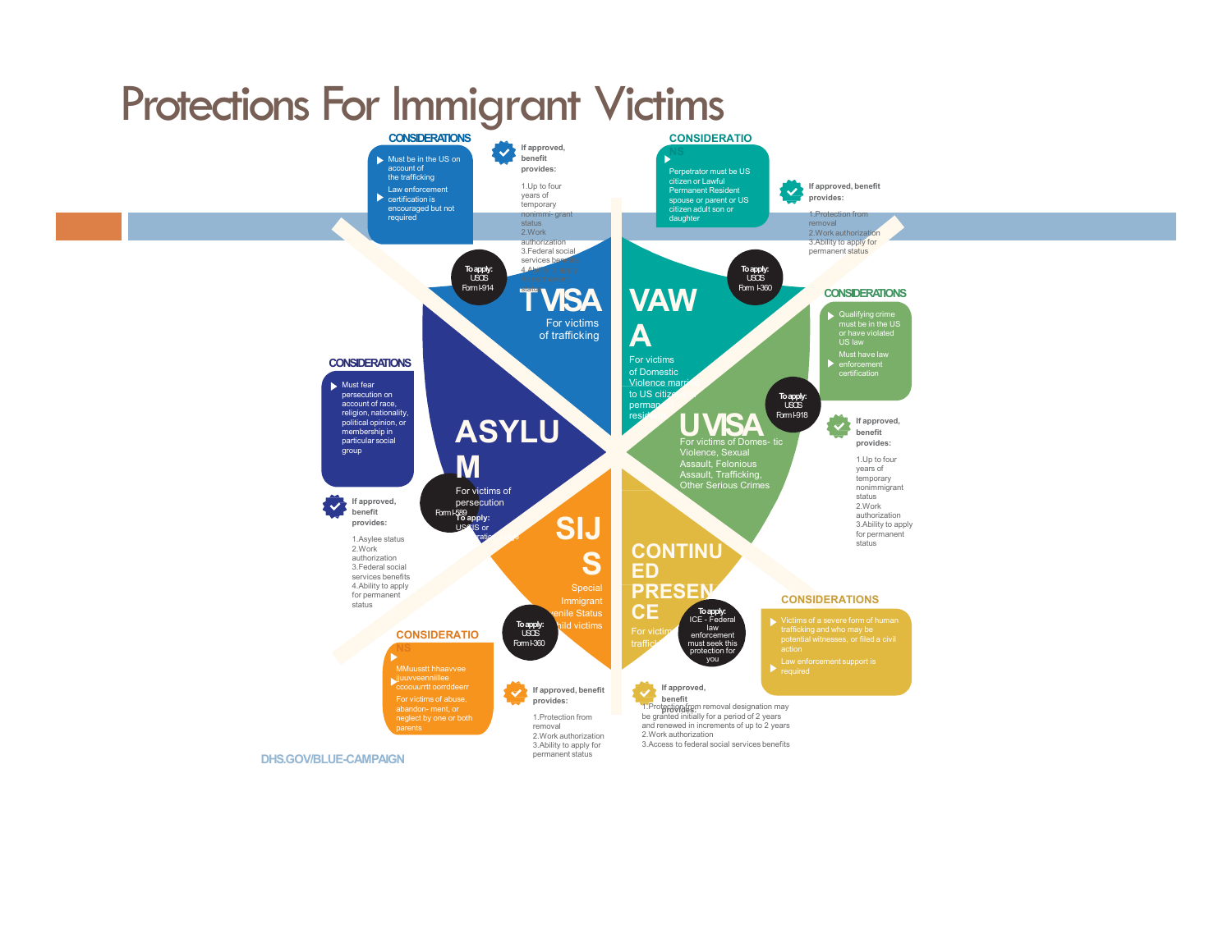# Protections For Immigrant Victims

## T VISA

For victims of trafficking

To apply: USCIS Form I-914

**CONSIDERATIONS**

- Must be in the US on account of the trafficking
- Law enforcement certification is encouraged but not required

**If approved, benefit provides:**

1. Up to four years of temporary nonimmigrant status
2. Work authorization
3. Federal social services benefits
4. Ability to apply for permanent status

## VAWA

For victims of Domestic Violence married to US citizens or permanent residents

To apply: USCIS Form I-360

**CONSIDERATIONS**

- Perpetrator must be US citizen or Lawful Permanent Resident spouse or parent or US citizen adult son or daughter

**If approved, benefit provides:**

1. Protection from removal
2. Work authorization
3. Ability to apply for permanent status

## U VISA

For victims of Domestic Violence, Sexual Assault, Felonious Assault, Trafficking, Other Serious Crimes

To apply: USCIS Form I-918

**CONSIDERATIONS**

- Qualifying crime must be in the US or have violated US law
- Must have law enforcement certification

**If approved, benefit provides:**

1. Up to four years of temporary nonimmigrant status
2. Work authorization
3. Ability to apply for permanent status

## CONTINUED PRESENCE

For victims of trafficking

To apply: ICE - Federal law enforcement must seek this protection for you

**CONSIDERATIONS**

- Victims of a severe form of human trafficking and who may be potential witnesses, or filed a civil action
- Law enforcement support is required

**If approved, benefit provides:**

1. Protection from removal designation may be granted initially for a period of 2 years and renewed in increments of up to 2 years
2. Work authorization
3. Access to federal social services benefits

## SIJS

Special Immigrant Juvenile Status for child victims

To apply: USCIS Form I-360

**CONSIDERATIONS**

- Must reside in US or court order
- For victims of abuse, abandonment, or neglect by one or both parents

**If approved, benefit provides:**

1. Protection from removal
2. Work authorization
3. Ability to apply for permanent status

## ASYLUM

For victims of persecution

To apply: USCIS or Immigration Court — Form I-589

**CONSIDERATIONS**

- Must fear persecution on account of race, religion, nationality, political opinion, or membership in particular social group

**If approved, benefit provides:**

1. Asylee status
2. Work authorization
3. Federal social services benefits
4. Ability to apply for permanent status

DHS.GOV/BLUE-CAMPAIGN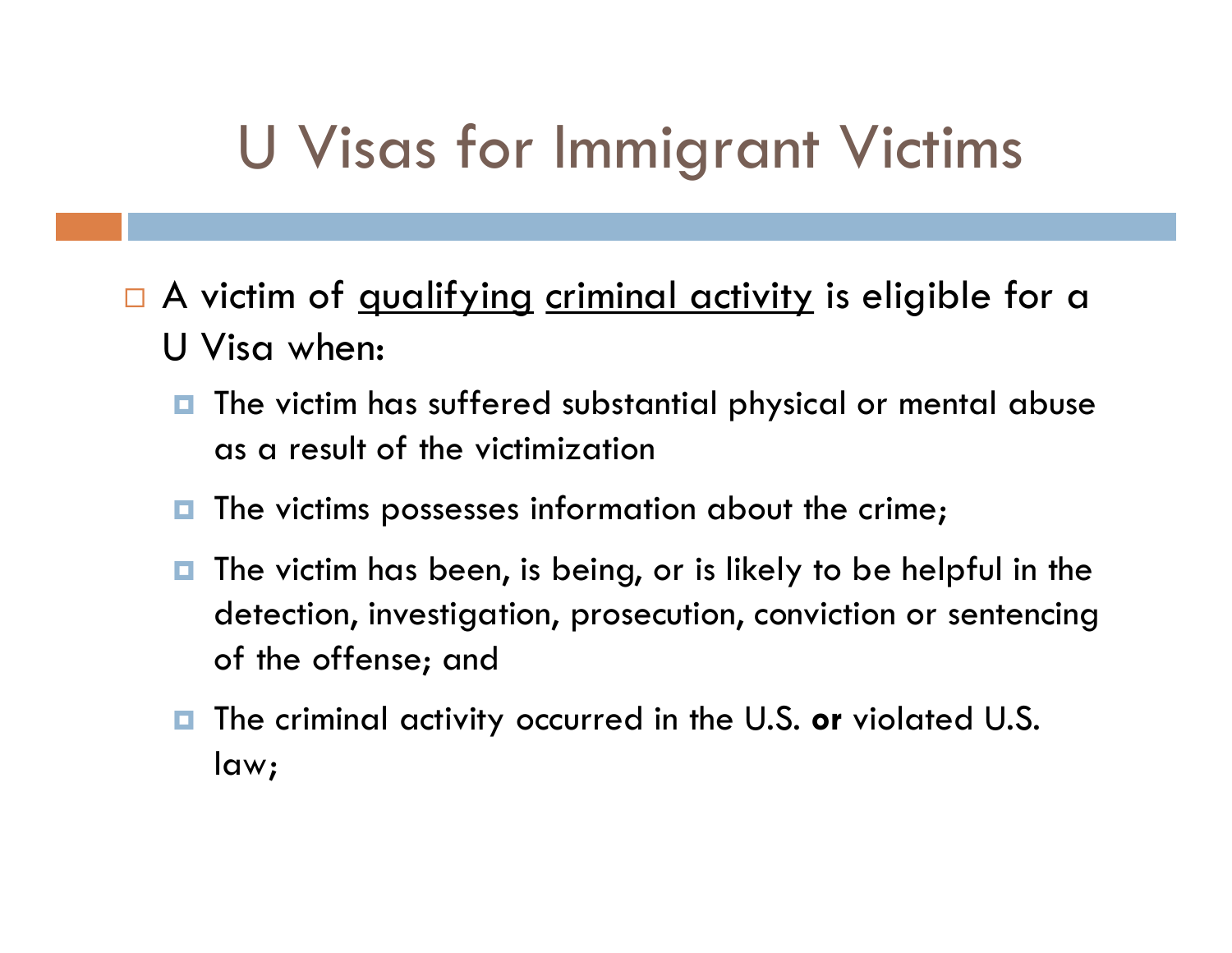# U Visas for Immigrant Victims

- A victim of <u>qualifying</u> <u>criminal activity</u> is eligible for a U Visa when:
  - The victim has suffered substantial physical or mental abuse as a result of the victimization
  - The victims possesses information about the crime;
  - The victim has been, is being, or is likely to be helpful in the detection, investigation, prosecution, conviction or sentencing of the offense; and
  - The criminal activity occurred in the U.S. **or** violated U.S. law;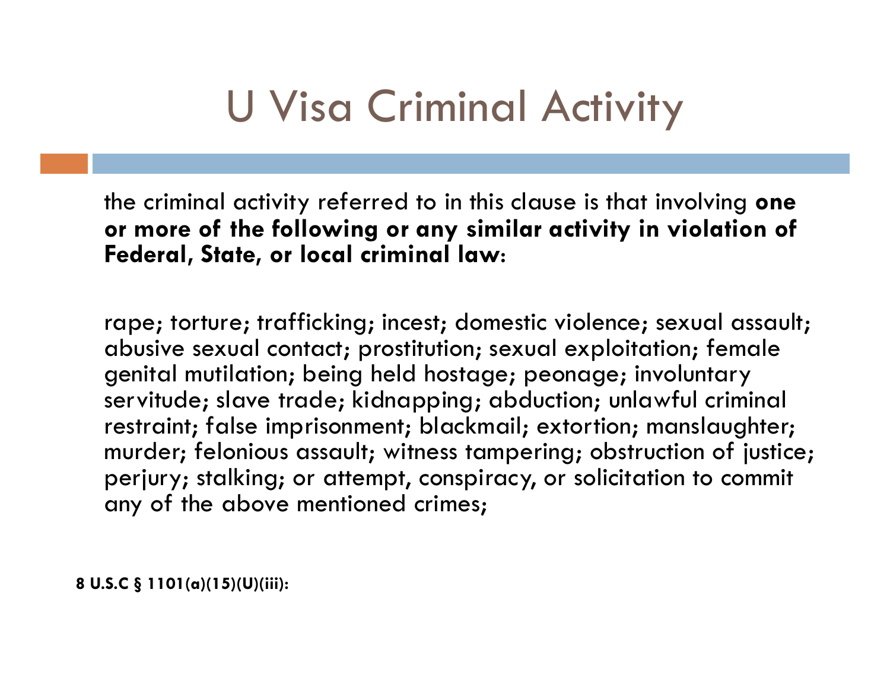# U Visa Criminal Activity

the criminal activity referred to in this clause is that involving **one or more of the following or any similar activity in violation of Federal, State, or local criminal law**:

rape; torture; trafficking; incest; domestic violence; sexual assault; abusive sexual contact; prostitution; sexual exploitation; female genital mutilation; being held hostage; peonage; involuntary servitude; slave trade; kidnapping; abduction; unlawful criminal restraint; false imprisonment; blackmail; extortion; manslaughter; murder; felonious assault; witness tampering; obstruction of justice; perjury; stalking; or attempt, conspiracy, or solicitation to commit any of the above mentioned crimes;

**8 U.S.C § 1101(a)(15)(U)(iii):**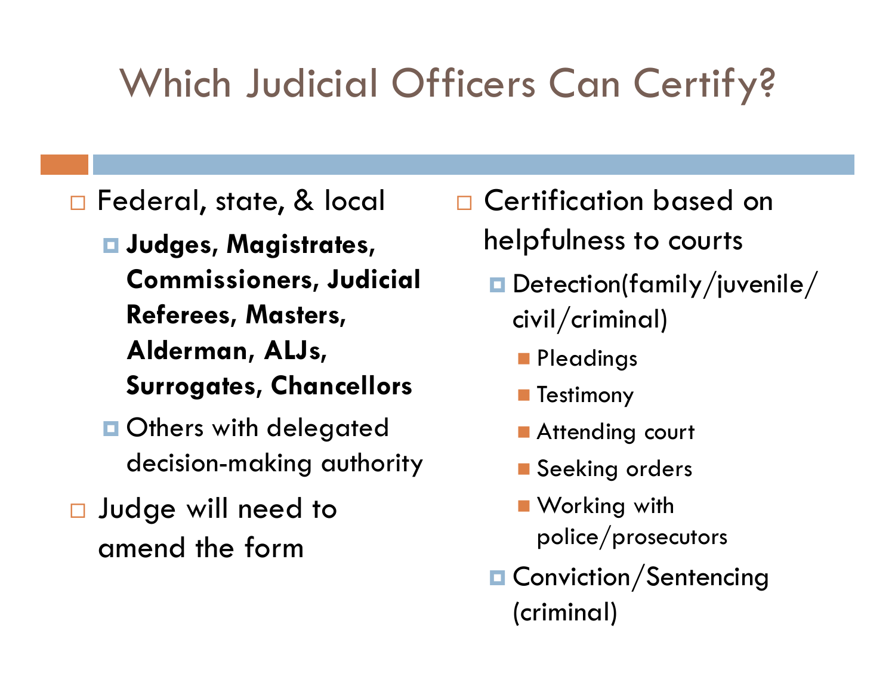# Which Judicial Officers Can Certify?

- Federal, state, & local
  - **Judges, Magistrates, Commissioners, Judicial Referees, Masters, Alderman, ALJs, Surrogates, Chancellors**
  - Others with delegated decision-making authority
- Judge will need to amend the form

- Certification based on helpfulness to courts
  - Detection(family/juvenile/civil/criminal)
    - Pleadings
    - Testimony
    - Attending court
    - Seeking orders
    - Working with police/prosecutors
  - Conviction/Sentencing (criminal)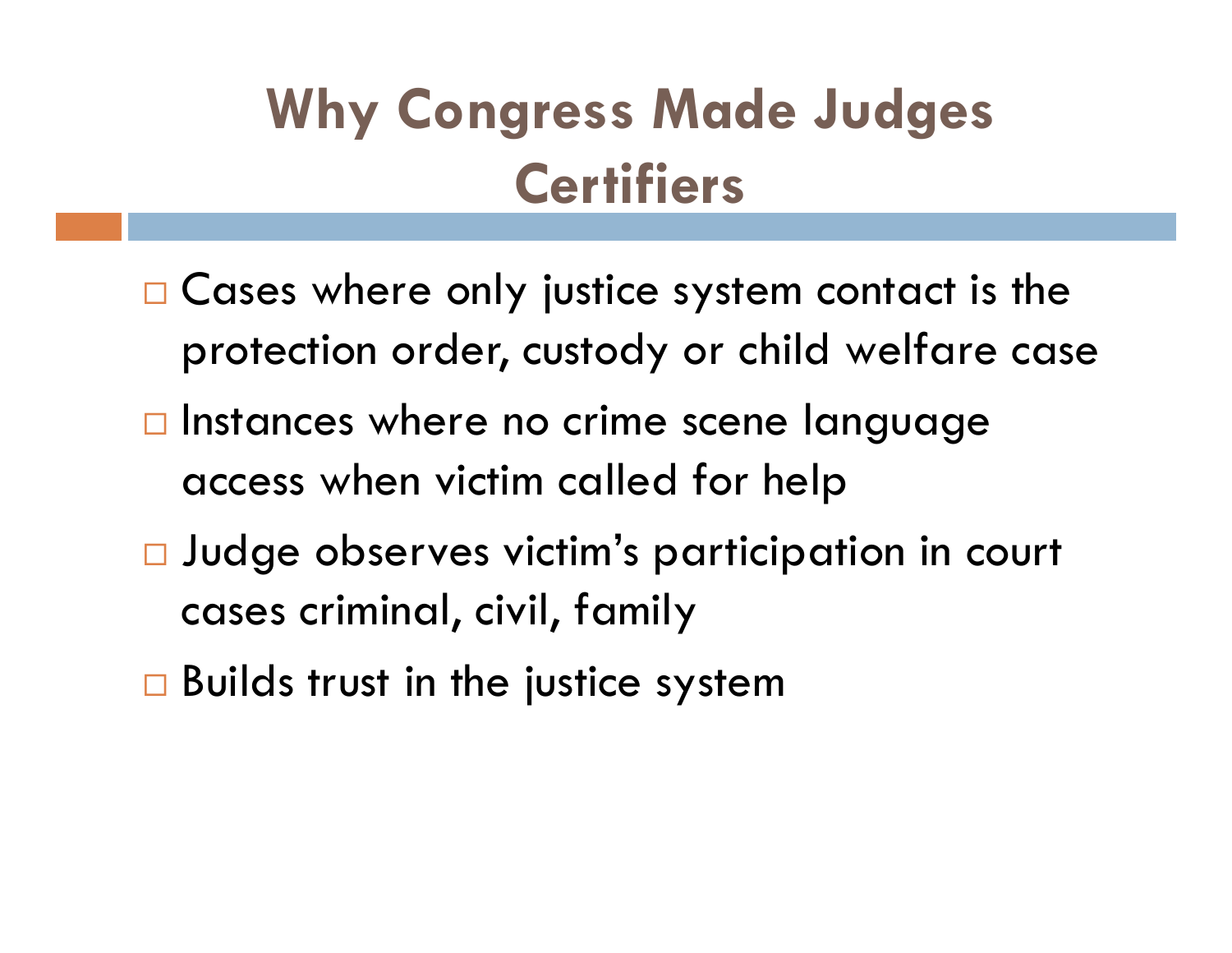# Why Congress Made Judges Certifiers

- Cases where only justice system contact is the protection order, custody or child welfare case
- Instances where no crime scene language access when victim called for help
- Judge observes victim's participation in court cases criminal, civil, family
- Builds trust in the justice system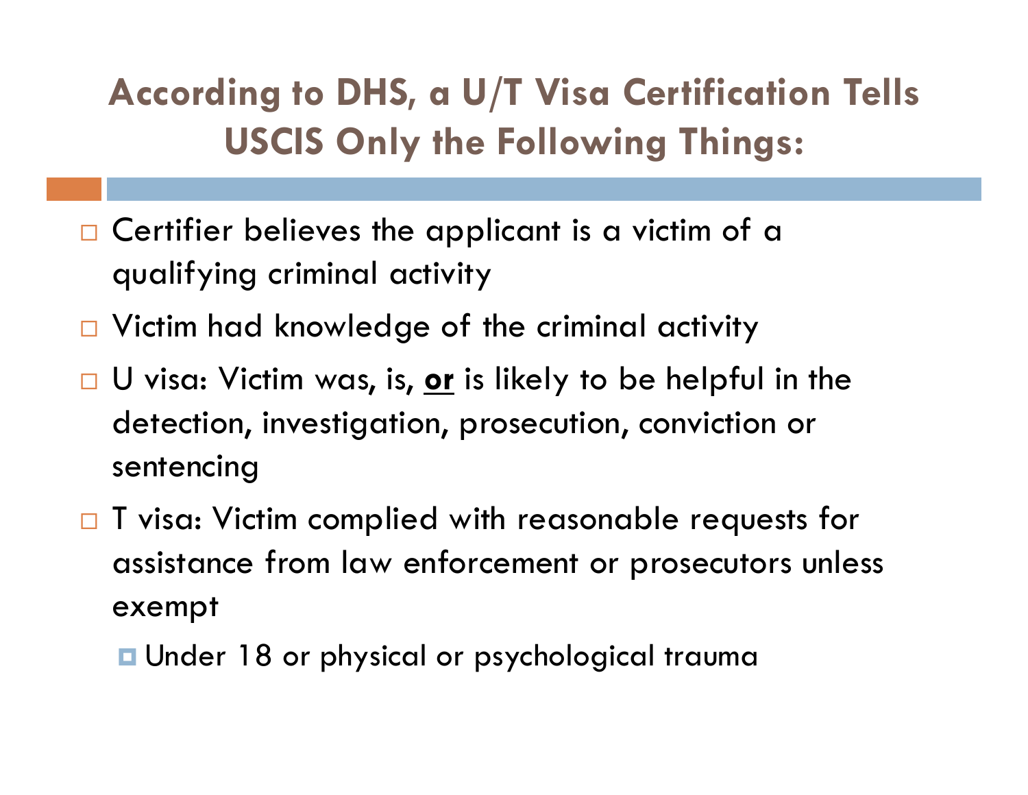# According to DHS, a U/T Visa Certification Tells USCIS Only the Following Things:

- Certifier believes the applicant is a victim of a qualifying criminal activity
- Victim had knowledge of the criminal activity
- U visa: Victim was, is, **or** is likely to be helpful in the detection, investigation, prosecution, conviction or sentencing
- T visa: Victim complied with reasonable requests for assistance from law enforcement or prosecutors unless exempt
  - Under 18 or physical or psychological trauma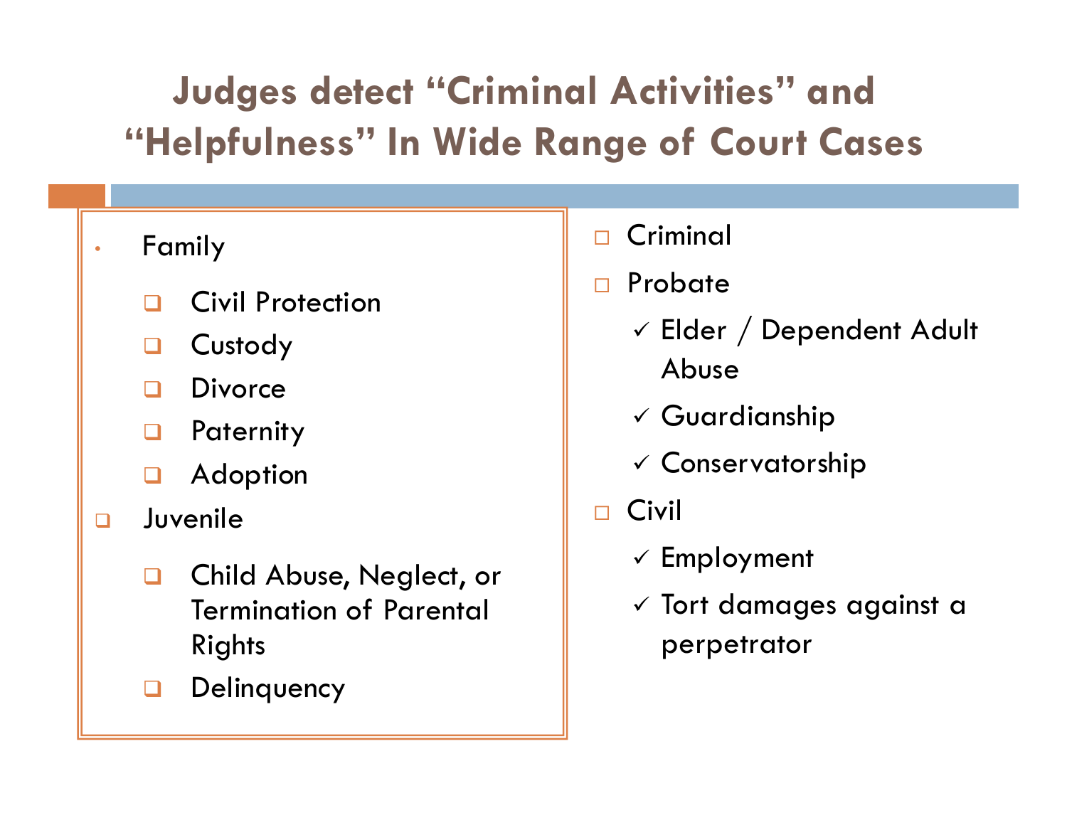# Judges detect "Criminal Activities" and "Helpfulness" In Wide Range of Court Cases

- Family
  - Civil Protection
  - Custody
  - Divorce
  - Paternity
  - Adoption
- Juvenile
  - Child Abuse, Neglect, or Termination of Parental Rights
  - Delinquency
- Criminal
- Probate
  - ✓ Elder / Dependent Adult Abuse
  - ✓ Guardianship
  - ✓ Conservatorship
- Civil
  - ✓ Employment
  - ✓ Tort damages against a perpetrator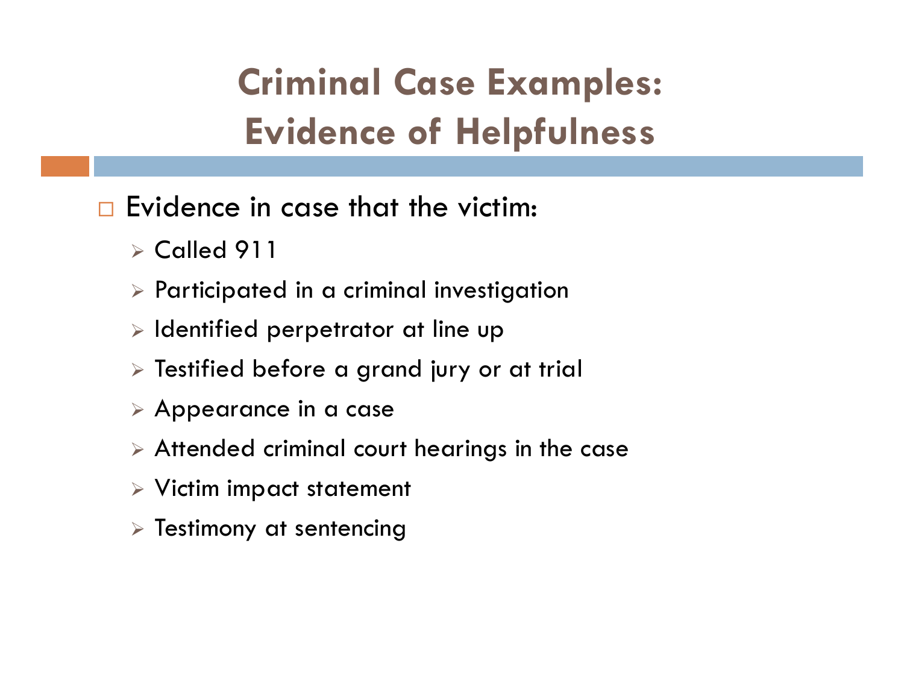# Criminal Case Examples: Evidence of Helpfulness

- Evidence in case that the victim:
  - Called 911
  - Participated in a criminal investigation
  - Identified perpetrator at line up
  - Testified before a grand jury or at trial
  - Appearance in a case
  - Attended criminal court hearings in the case
  - Victim impact statement
  - Testimony at sentencing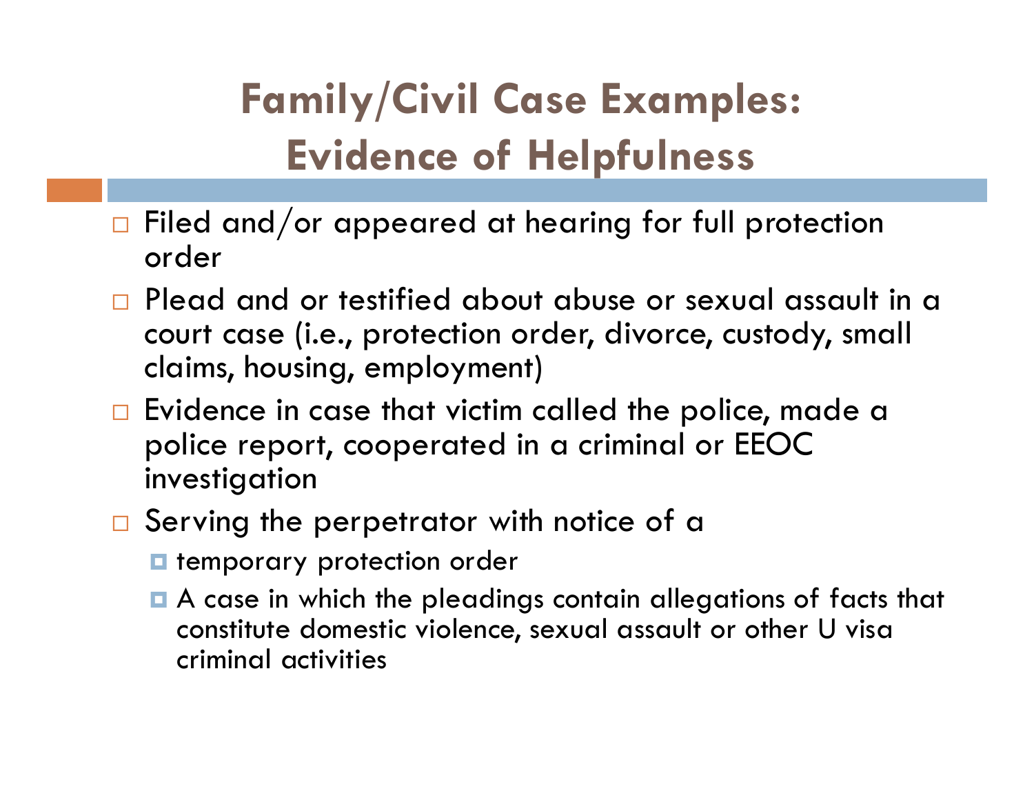# Family/Civil Case Examples: Evidence of Helpfulness

- Filed and/or appeared at hearing for full protection order
- Plead and or testified about abuse or sexual assault in a court case (i.e., protection order, divorce, custody, small claims, housing, employment)
- Evidence in case that victim called the police, made a police report, cooperated in a criminal or EEOC investigation
- Serving the perpetrator with notice of a
  - temporary protection order
  - A case in which the pleadings contain allegations of facts that constitute domestic violence, sexual assault or other U visa criminal activities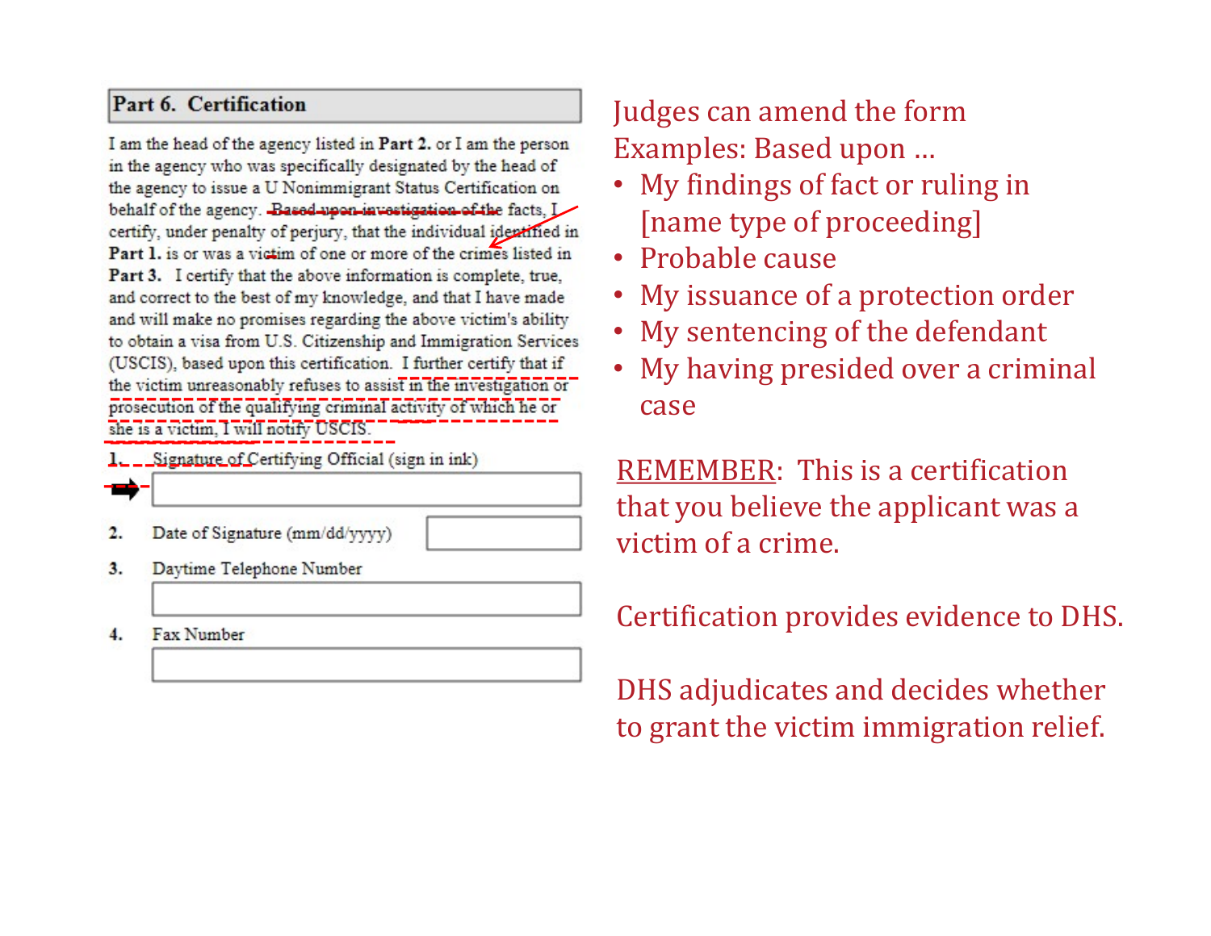## Part 6. Certification

I am the head of the agency listed in **Part 2.** or I am the person in the agency who was specifically designated by the head of the agency to issue a U Nonimmigrant Status Certification on behalf of the agency. ~~Based upon investigation of the~~ facts, I certify, under penalty of perjury, that the individual identified in **Part 1.** is or was a victim of one or more of the crimes listed in **Part 3.** I certify that the above information is complete, true, and correct to the best of my knowledge, and that I have made and will make no promises regarding the above victim's ability to obtain a visa from U.S. Citizenship and Immigration Services (USCIS), based upon this certification. I further certify that if the victim unreasonably refuses to assist in the investigation or prosecution of the qualifying criminal activity of which he or she is a victim, I will notify USCIS.

1. Signature of Certifying Official (sign in ink)

2. Date of Signature (mm/dd/yyyy)

3. Daytime Telephone Number

4. Fax Number

Judges can amend the form

Examples: Based upon …

- My findings of fact or ruling in [name type of proceeding]
- Probable cause
- My issuance of a protection order
- My sentencing of the defendant
- My having presided over a criminal case

REMEMBER: This is a certification that you believe the applicant was a victim of a crime.

Certification provides evidence to DHS.

DHS adjudicates and decides whether to grant the victim immigration relief.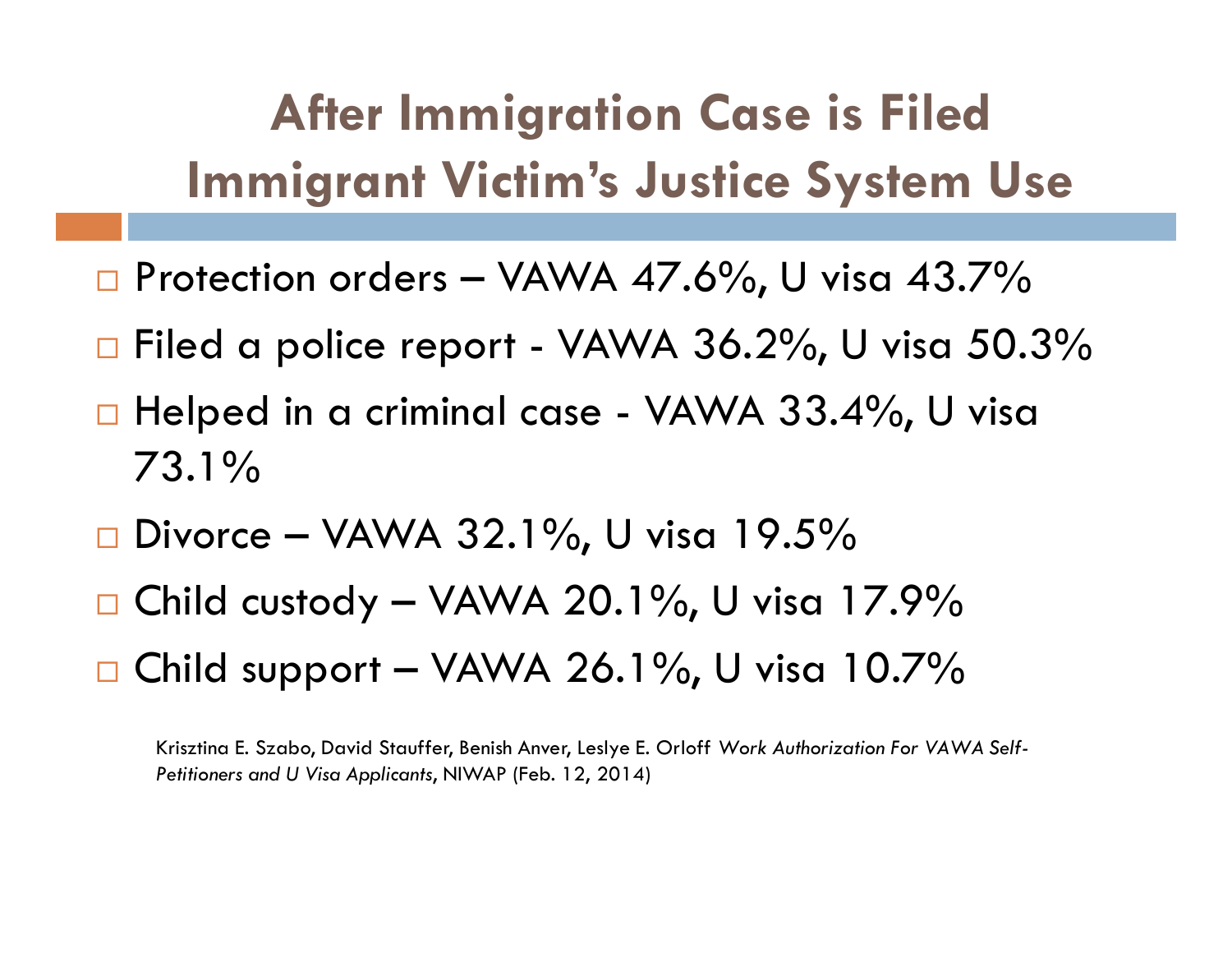# After Immigration Case is Filed Immigrant Victim's Justice System Use

- Protection orders – VAWA 47.6%, U visa 43.7%
- Filed a police report - VAWA 36.2%, U visa 50.3%
- Helped in a criminal case - VAWA 33.4%, U visa 73.1%
- Divorce – VAWA 32.1%, U visa 19.5%
- Child custody – VAWA 20.1%, U visa 17.9%
- Child support – VAWA 26.1%, U visa 10.7%

Krisztina E. Szabo, David Stauffer, Benish Anver, Leslye E. Orloff *Work Authorization For VAWA Self-Petitioners and U Visa Applicants*, NIWAP (Feb. 12, 2014)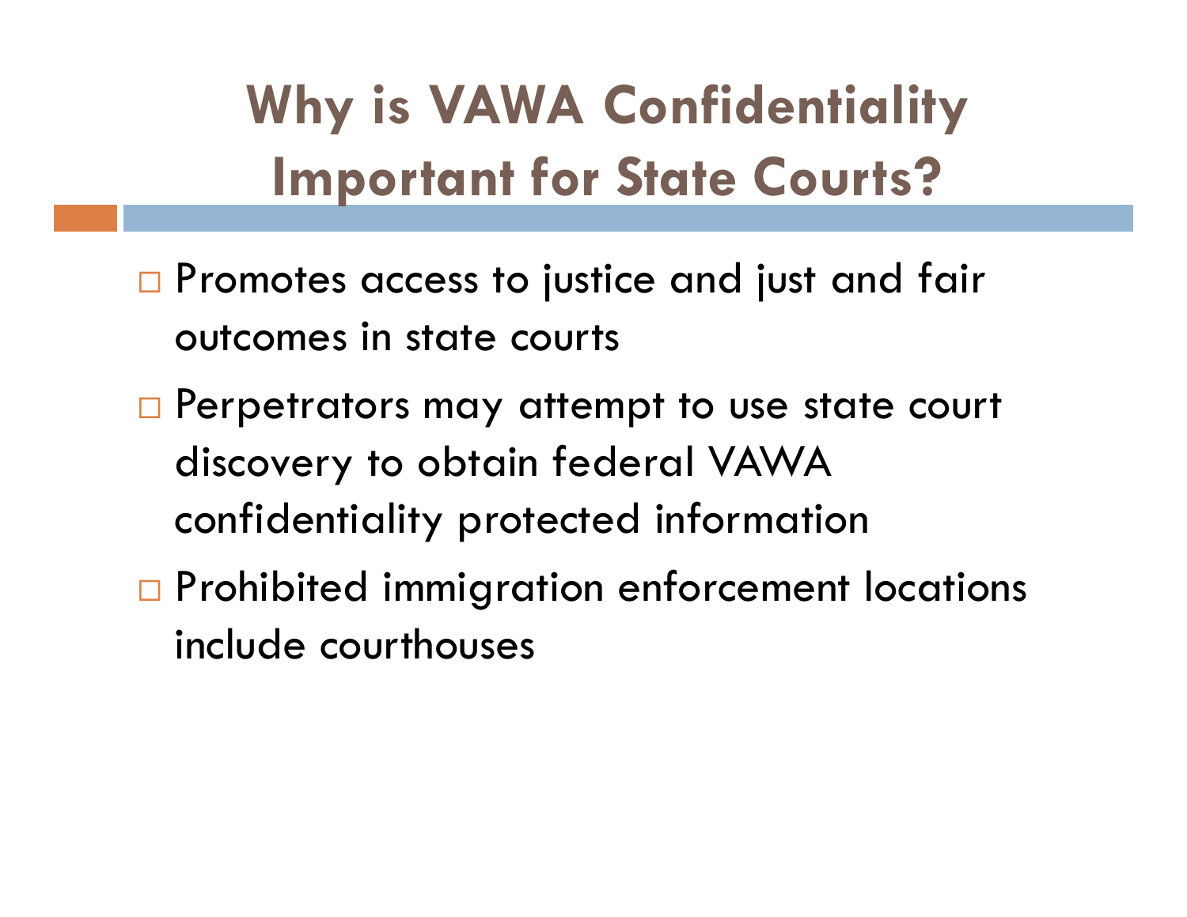# Why is VAWA Confidentiality Important for State Courts?

- Promotes access to justice and just and fair outcomes in state courts
- Perpetrators may attempt to use state court discovery to obtain federal VAWA confidentiality protected information
- Prohibited immigration enforcement locations include courthouses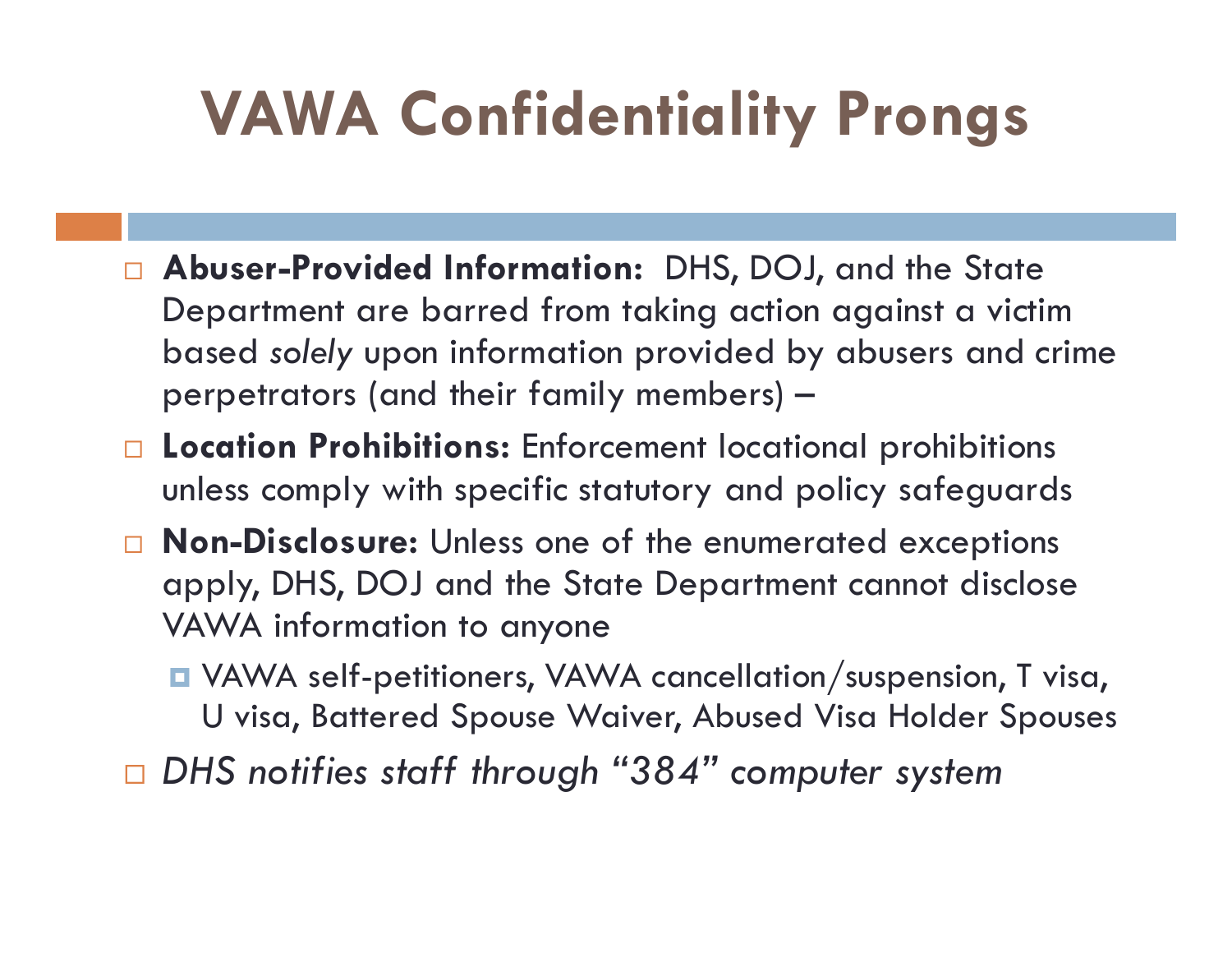# VAWA Confidentiality Prongs

- **Abuser-Provided Information:** DHS, DOJ, and the State Department are barred from taking action against a victim based *solely* upon information provided by abusers and crime perpetrators (and their family members) –
- **Location Prohibitions:** Enforcement locational prohibitions unless comply with specific statutory and policy safeguards
- **Non-Disclosure:** Unless one of the enumerated exceptions apply, DHS, DOJ and the State Department cannot disclose VAWA information to anyone
  - VAWA self-petitioners, VAWA cancellation/suspension, T visa, U visa, Battered Spouse Waiver, Abused Visa Holder Spouses
- *DHS notifies staff through "384" computer system*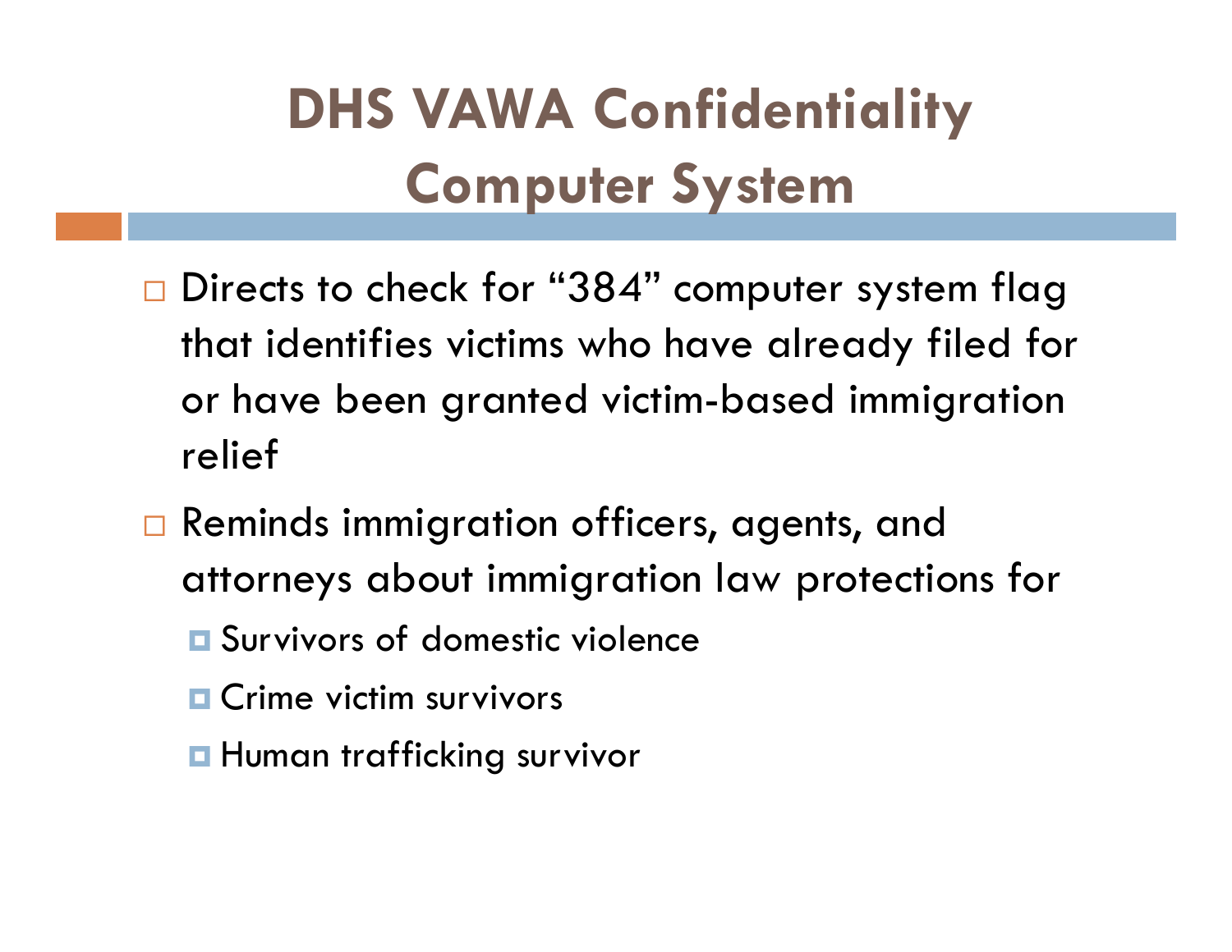# DHS VAWA Confidentiality Computer System

- Directs to check for “384” computer system flag that identifies victims who have already filed for or have been granted victim-based immigration relief
- Reminds immigration officers, agents, and attorneys about immigration law protections for
  - Survivors of domestic violence
  - Crime victim survivors
  - Human trafficking survivor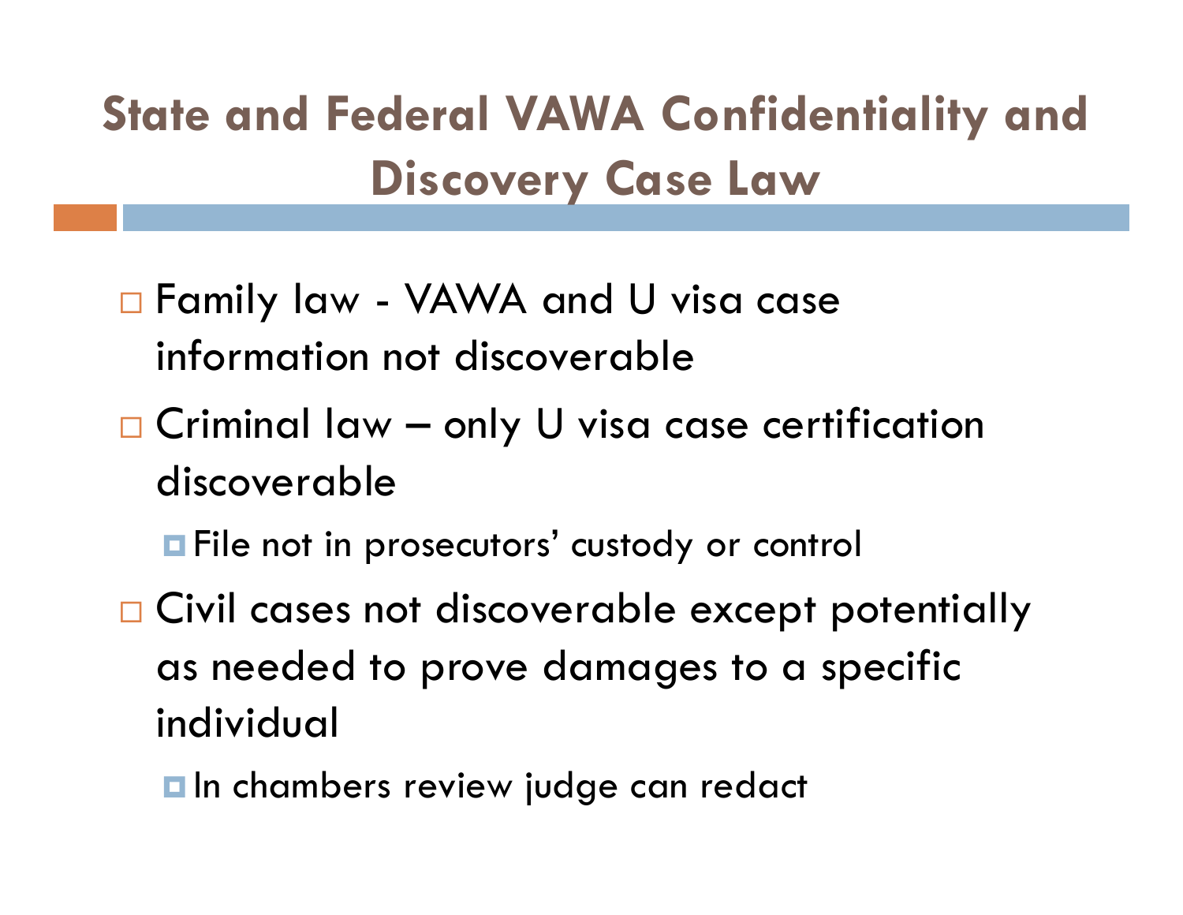# State and Federal VAWA Confidentiality and Discovery Case Law

- Family law - VAWA and U visa case information not discoverable
- Criminal law – only U visa case certification discoverable
  - File not in prosecutors' custody or control
- Civil cases not discoverable except potentially as needed to prove damages to a specific individual
  - In chambers review judge can redact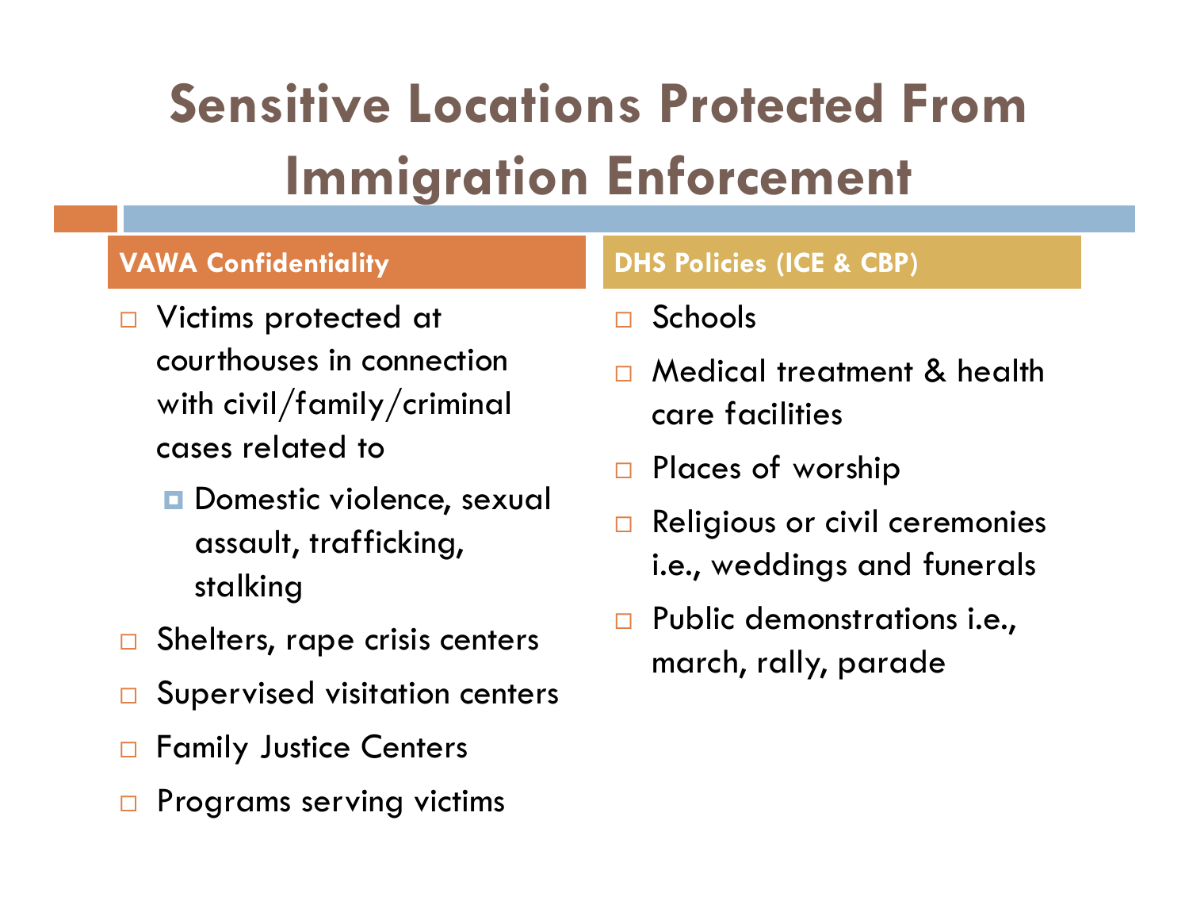# Sensitive Locations Protected From Immigration Enforcement

## VAWA Confidentiality

- Victims protected at courthouses in connection with civil/family/criminal cases related to
  - Domestic violence, sexual assault, trafficking, stalking
- Shelters, rape crisis centers
- Supervised visitation centers
- Family Justice Centers
- Programs serving victims

## DHS Policies (ICE & CBP)

- Schools
- Medical treatment & health care facilities
- Places of worship
- Religious or civil ceremonies i.e., weddings and funerals
- Public demonstrations i.e., march, rally, parade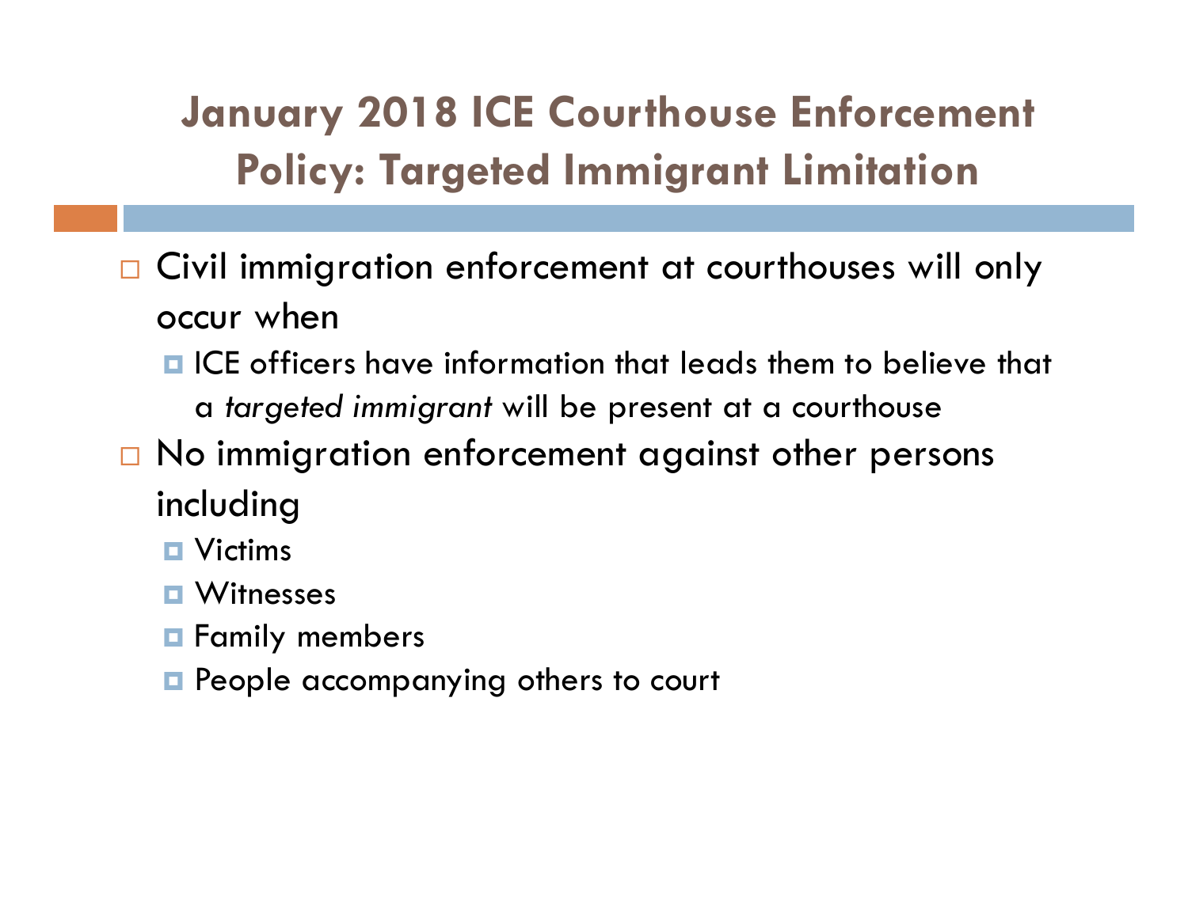# January 2018 ICE Courthouse Enforcement Policy: Targeted Immigrant Limitation

- Civil immigration enforcement at courthouses will only occur when
  - ICE officers have information that leads them to believe that a *targeted immigrant* will be present at a courthouse
- No immigration enforcement against other persons including
  - Victims
  - Witnesses
  - Family members
  - People accompanying others to court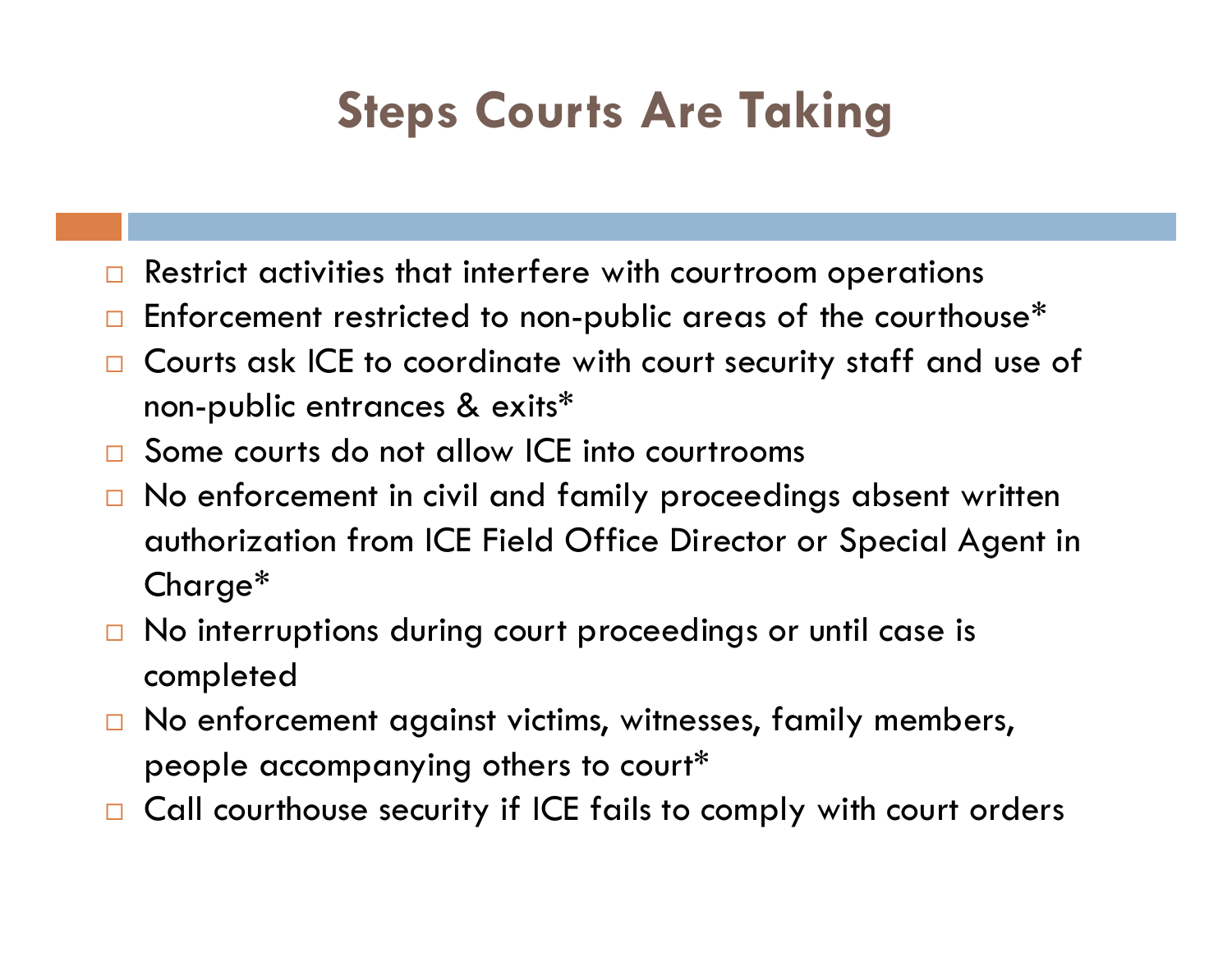# Steps Courts Are Taking

- Restrict activities that interfere with courtroom operations
- Enforcement restricted to non-public areas of the courthouse*
- Courts ask ICE to coordinate with court security staff and use of non-public entrances & exits*
- Some courts do not allow ICE into courtrooms
- No enforcement in civil and family proceedings absent written authorization from ICE Field Office Director or Special Agent in Charge*
- No interruptions during court proceedings or until case is completed
- No enforcement against victims, witnesses, family members, people accompanying others to court*
- Call courthouse security if ICE fails to comply with court orders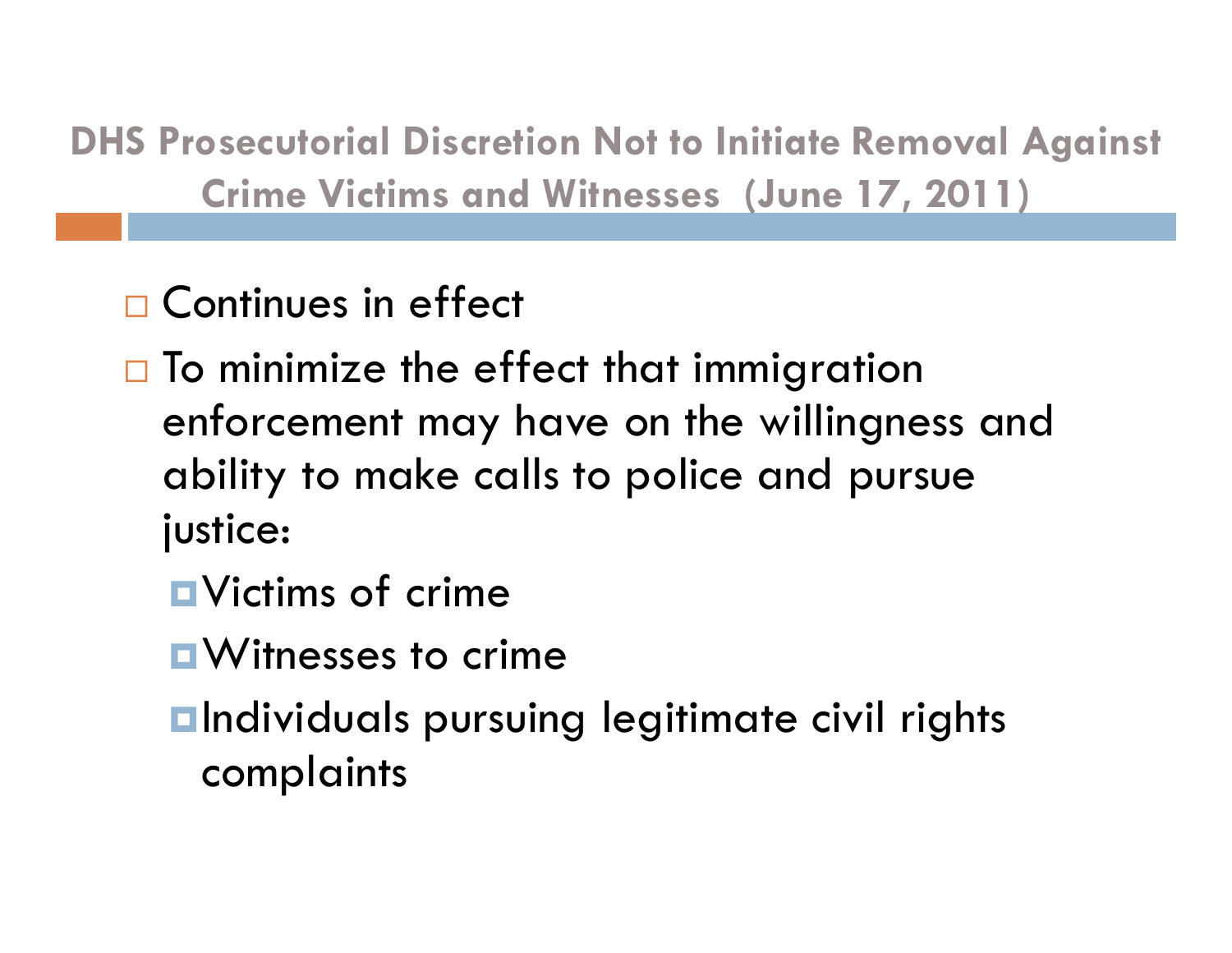## DHS Prosecutorial Discretion Not to Initiate Removal Against Crime Victims and Witnesses (June 17, 2011)

- Continues in effect
- To minimize the effect that immigration enforcement may have on the willingness and ability to make calls to police and pursue justice:
  - Victims of crime
  - Witnesses to crime
  - Individuals pursuing legitimate civil rights complaints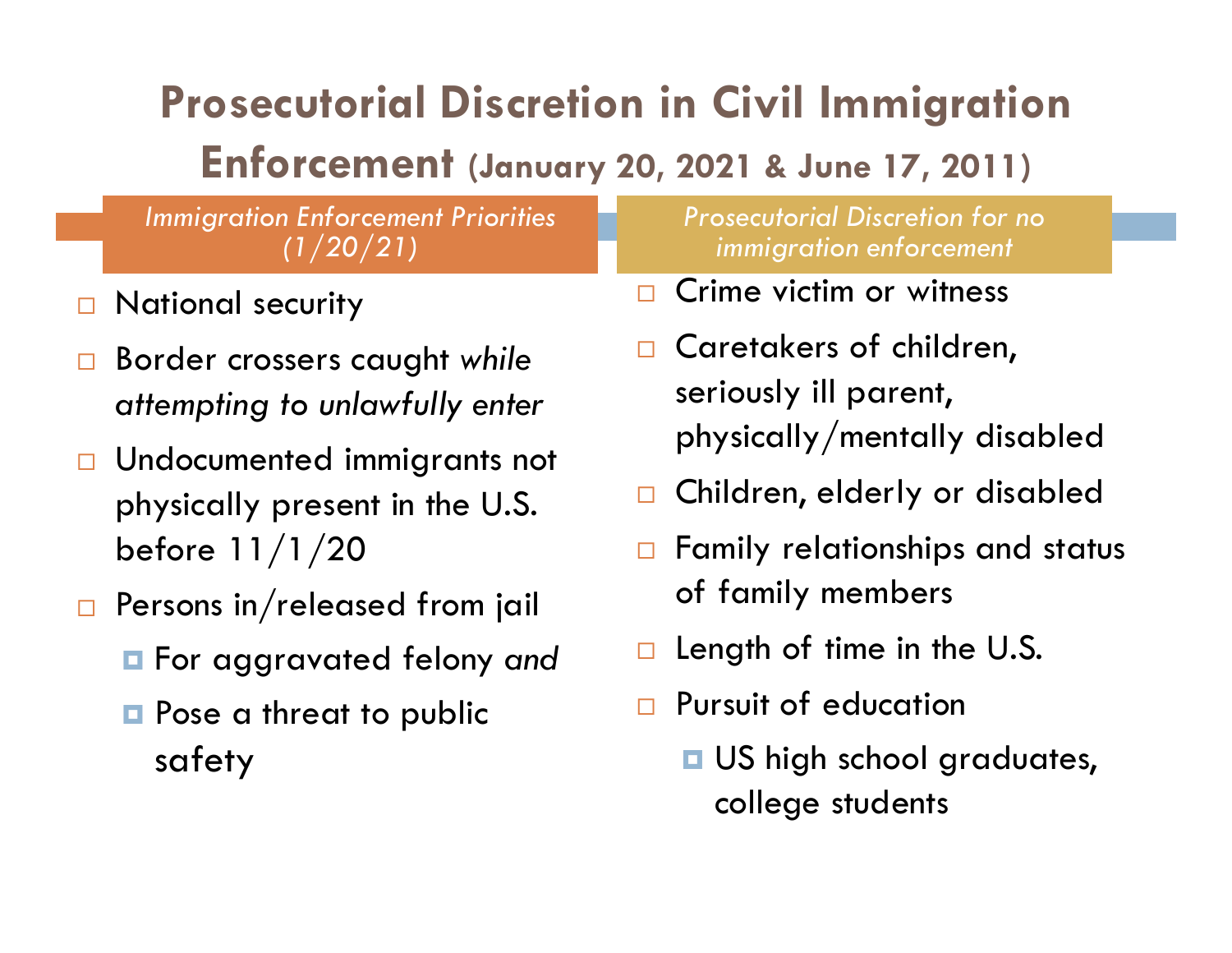# Prosecutorial Discretion in Civil Immigration Enforcement (January 20, 2021 & June 17, 2011)

### *Immigration Enforcement Priorities (1/20/21)*

- National security
- Border crossers caught *while attempting to unlawfully enter*
- Undocumented immigrants not physically present in the U.S. before 11/1/20
- Persons in/released from jail
  - For aggravated felony *and*
  - Pose a threat to public safety

### *Prosecutorial Discretion for no immigration enforcement*

- Crime victim or witness
- Caretakers of children, seriously ill parent, physically/mentally disabled
- Children, elderly or disabled
- Family relationships and status of family members
- Length of time in the U.S.
- Pursuit of education
  - US high school graduates, college students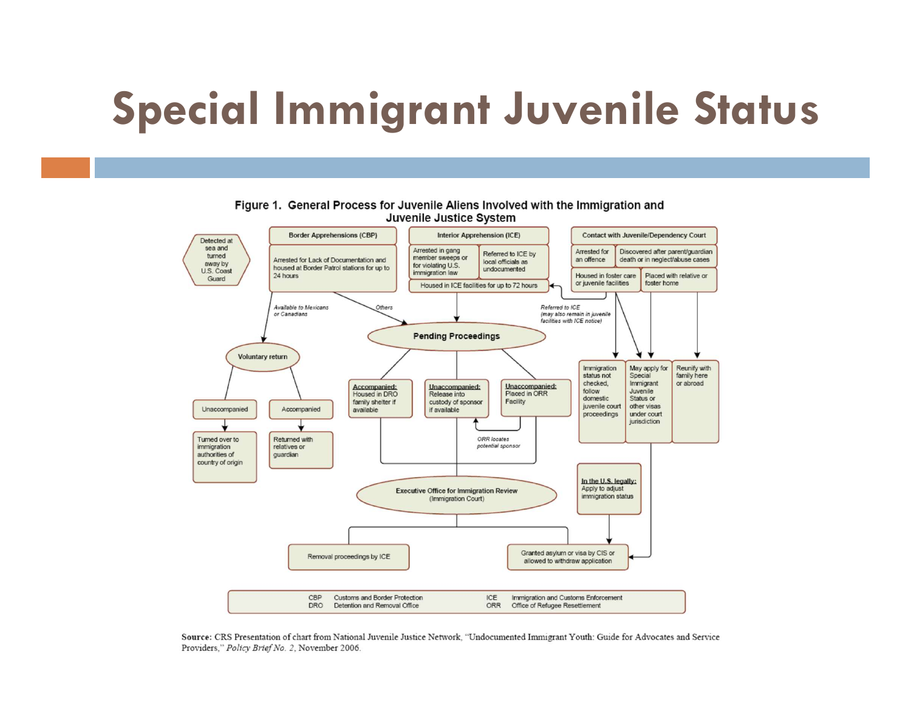# Special Immigrant Juvenile Status

**Figure 1. General Process for Juvenile Aliens Involved with the Immigration and Juvenile Justice System**

- Detected at sea and turned away by U.S. Coast Guard

**Border Apprehensions (CBP)**
- Arrested for Lack of Documentation and housed at Border Patrol stations for up to 24 hours
  - *Available to Mexicans or Canadians* → Voluntary return
    - Unaccompanied → Turned over to immigration authorities of country of origin
    - Accompanied → Returned with relatives or guardian
  - *Others* → Pending Proceedings

**Interior Apprehension (ICE)**
- Arrested in gang member sweeps or for violating U.S. immigration law
- Referred to ICE by local officials as undocumented
- Housed in ICE facilities for up to 72 hours → Pending Proceedings

**Contact with Juvenile/Dependency Court**
- Arrested for an offence
- Discovered after parent/guardian death or in neglect/abuse cases
- Housed in foster care or juvenile facilities
  - *Referred to ICE (may also remain in juvenile facilities with ICE notice)* → Housed in ICE facilities for up to 72 hours
  - Immigration status not checked, follow domestic juvenile court proceedings
  - May apply for Special Immigrant Juvenile Status or other visas under court jurisdiction → Granted asylum or visa by CIS or allowed to withdraw application
- Placed with relative or foster home
  - May apply for Special Immigrant Juvenile Status or other visas under court jurisdiction
  - Reunify with family here or abroad

**Pending Proceedings**
- Accompanied: Housed in DRO family shelter if available
- Unaccompanied: Release into custody of sponsor if available
- Unaccompanied: Placed in ORR Facility (*ORR locates potential sponsor* → Release into custody of sponsor)
- → Executive Office for Immigration Review (Immigration Court)
  - Removal proceedings by ICE
  - Granted asylum or visa by CIS or allowed to withdraw application

**In the U.S. legally:** Apply to adjust immigration status → Granted asylum or visa by CIS or allowed to withdraw application

| | | | |
|---|---|---|---|
| CBP | Customs and Border Protection | ICE | Immigration and Customs Enforcement |
| DRO | Detention and Removal Office | ORR | Office of Refugee Resettlement |

**Source:** CRS Presentation of chart from National Juvenile Justice Network, "Undocumented Immigrant Youth: Guide for Advocates and Service Providers," *Policy Brief No. 2*, November 2006.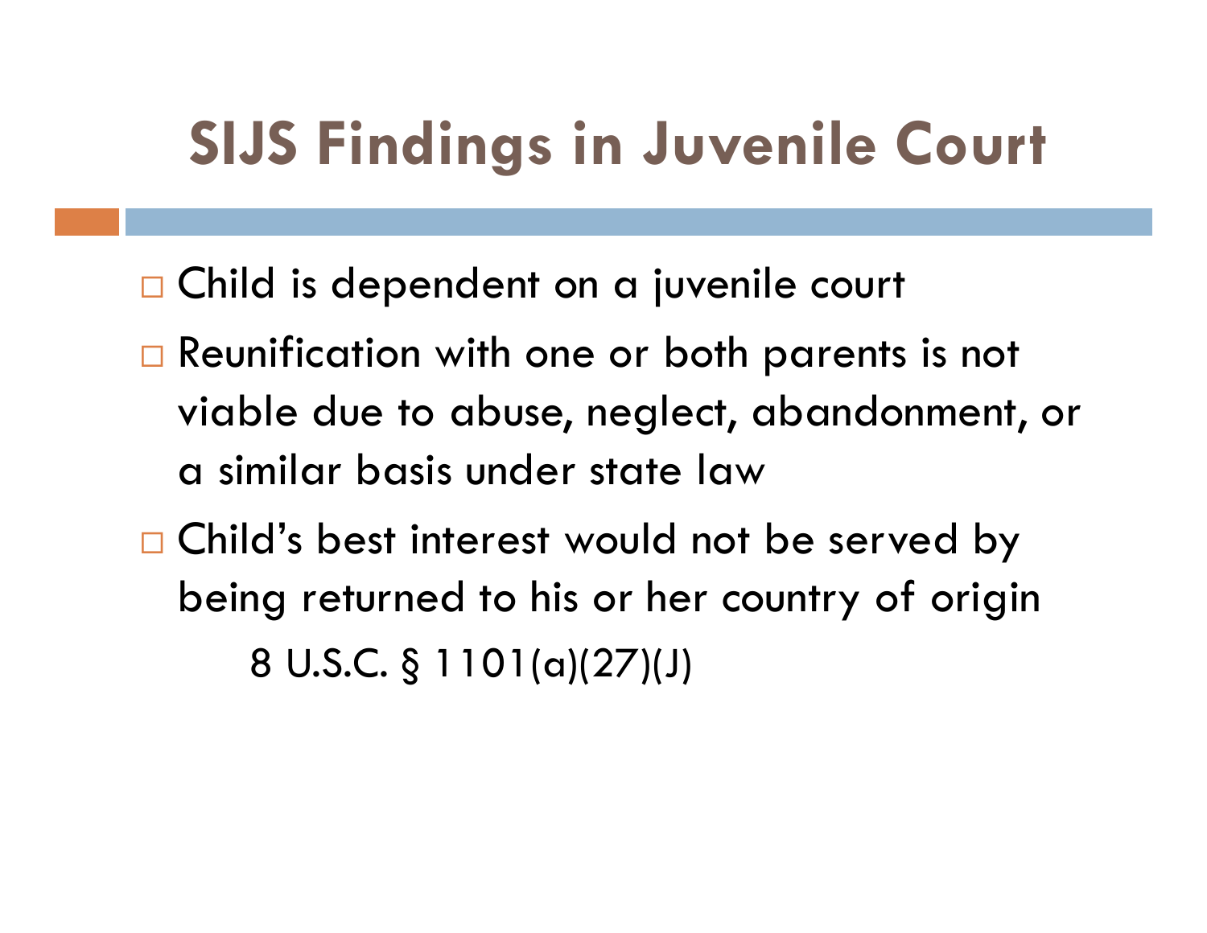# SIJS Findings in Juvenile Court

- Child is dependent on a juvenile court
- Reunification with one or both parents is not viable due to abuse, neglect, abandonment, or a similar basis under state law
- Child's best interest would not be served by being returned to his or her country of origin

  8 U.S.C. § 1101(a)(27)(J)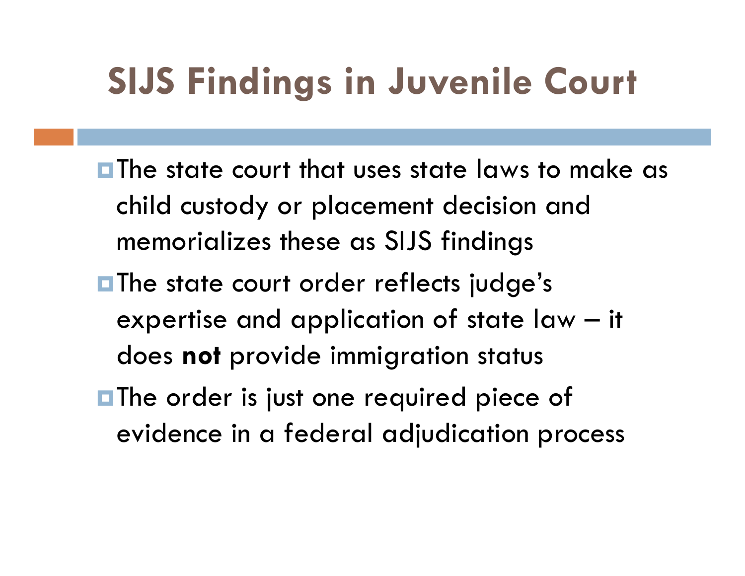# SIJS Findings in Juvenile Court

- The state court that uses state laws to make as child custody or placement decision and memorializes these as SIJS findings
- The state court order reflects judge's expertise and application of state law – it does **not** provide immigration status
- The order is just one required piece of evidence in a federal adjudication process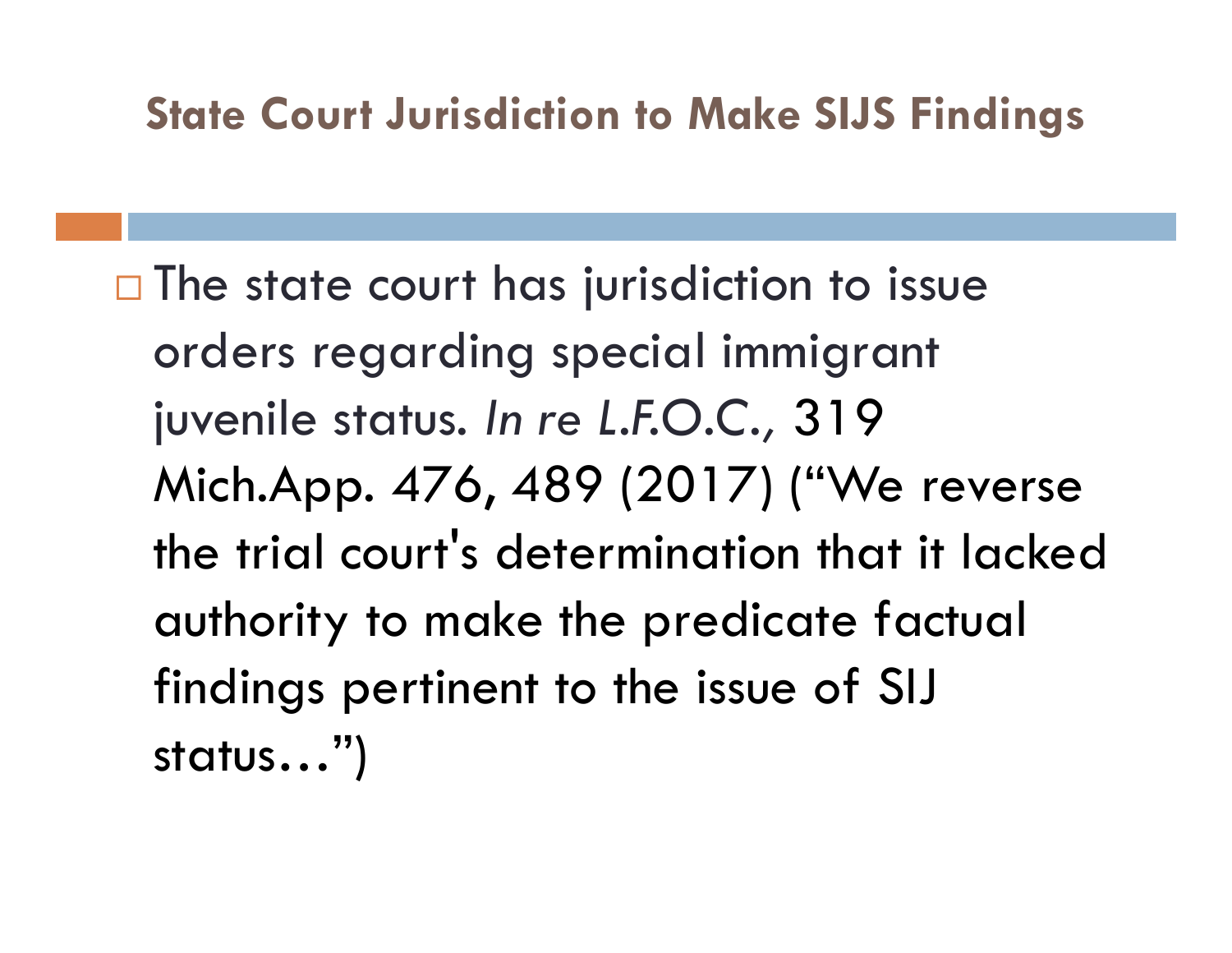## State Court Jurisdiction to Make SIJS Findings

- The state court has jurisdiction to issue orders regarding special immigrant juvenile status. *In re L.F.O.C.,* 319 Mich.App. 476, 489 (2017) ("We reverse the trial court's determination that it lacked authority to make the predicate factual findings pertinent to the issue of SIJ status…")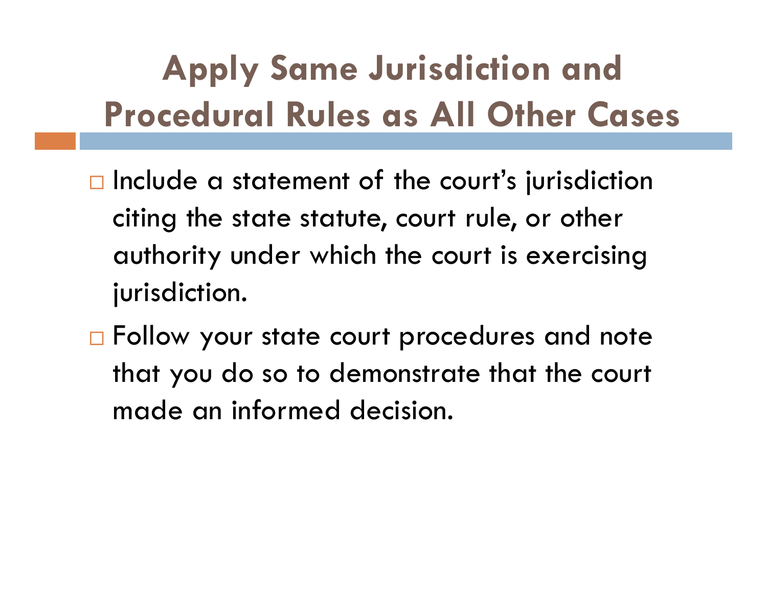# Apply Same Jurisdiction and Procedural Rules as All Other Cases

- Include a statement of the court's jurisdiction citing the state statute, court rule, or other authority under which the court is exercising jurisdiction.
- Follow your state court procedures and note that you do so to demonstrate that the court made an informed decision.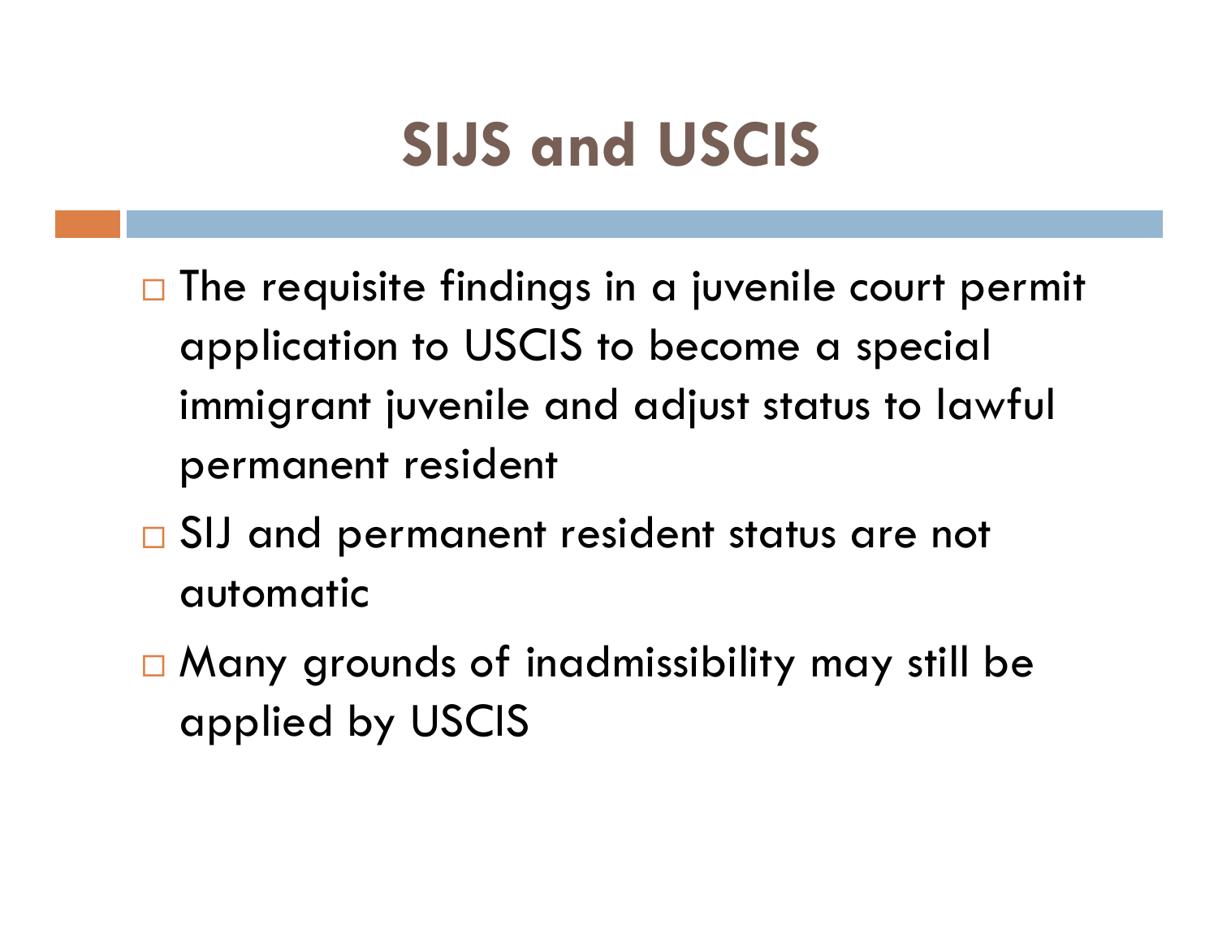# SIJS and USCIS

- The requisite findings in a juvenile court permit application to USCIS to become a special immigrant juvenile and adjust status to lawful permanent resident
- SIJ and permanent resident status are not automatic
- Many grounds of inadmissibility may still be applied by USCIS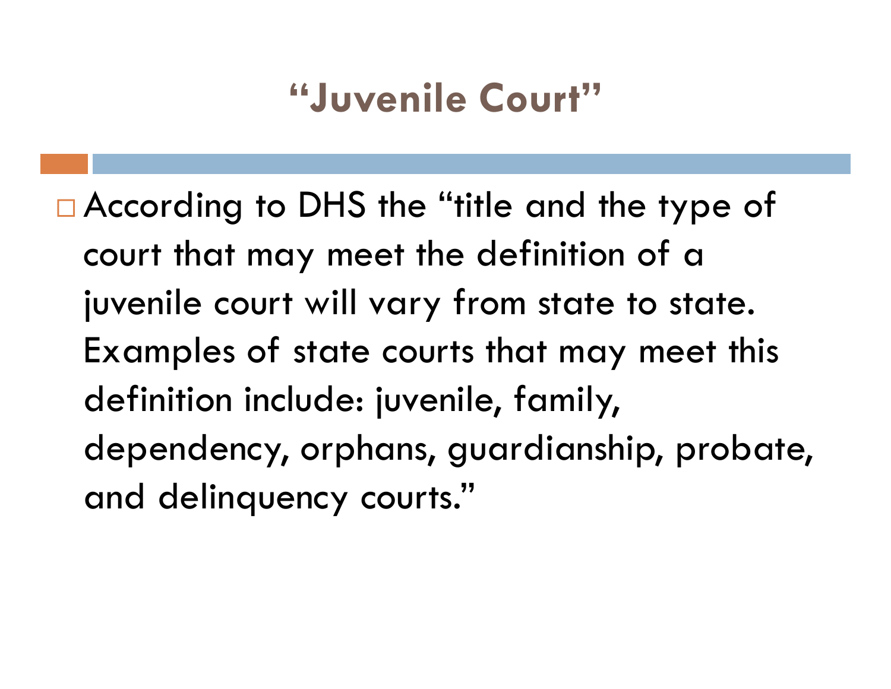# "Juvenile Court"

- According to DHS the "title and the type of court that may meet the definition of a juvenile court will vary from state to state. Examples of state courts that may meet this definition include: juvenile, family, dependency, orphans, guardianship, probate, and delinquency courts."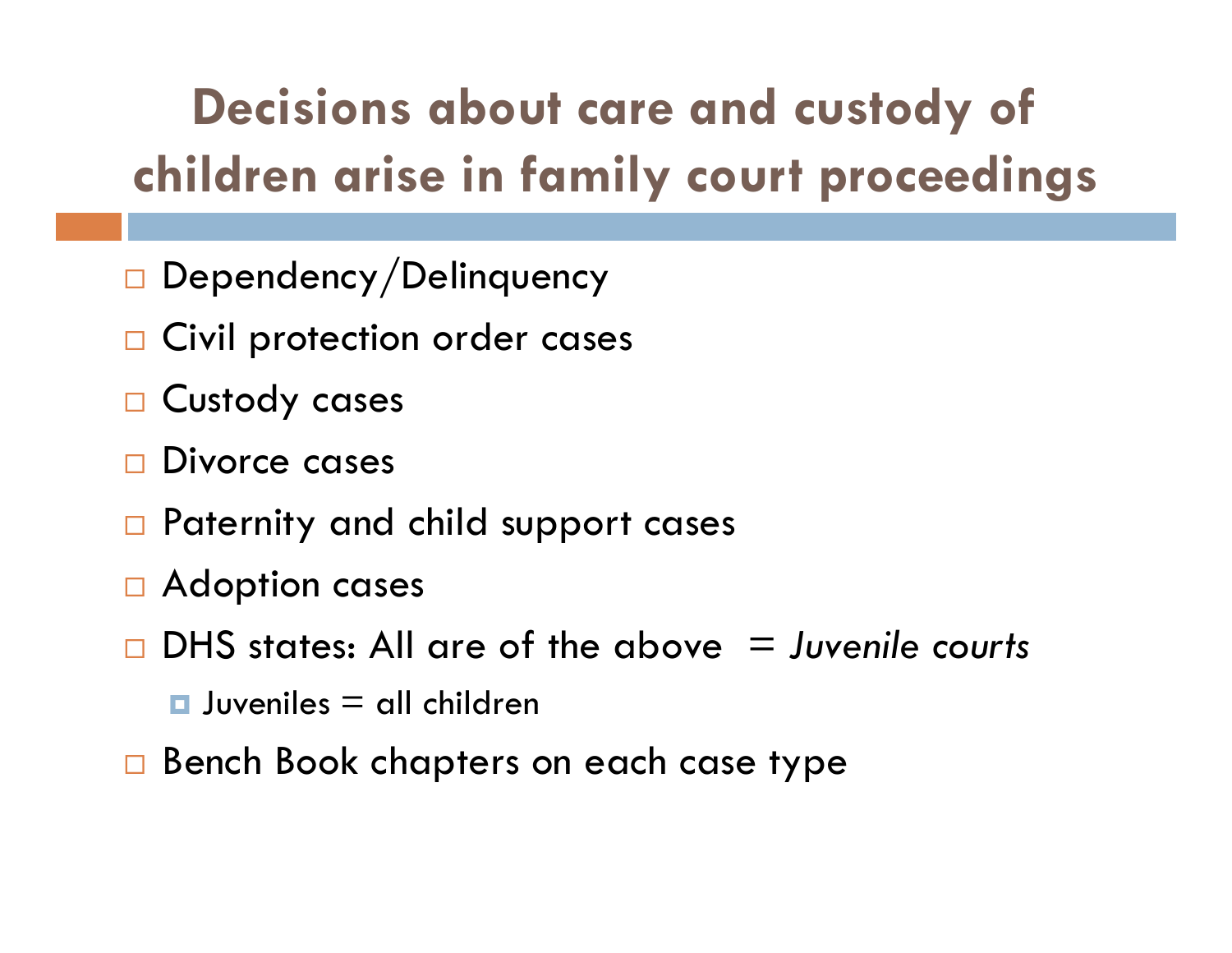# Decisions about care and custody of children arise in family court proceedings

- Dependency/Delinquency
- Civil protection order cases
- Custody cases
- Divorce cases
- Paternity and child support cases
- Adoption cases
- DHS states: All are of the above = *Juvenile courts*
  - Juveniles = all children
- Bench Book chapters on each case type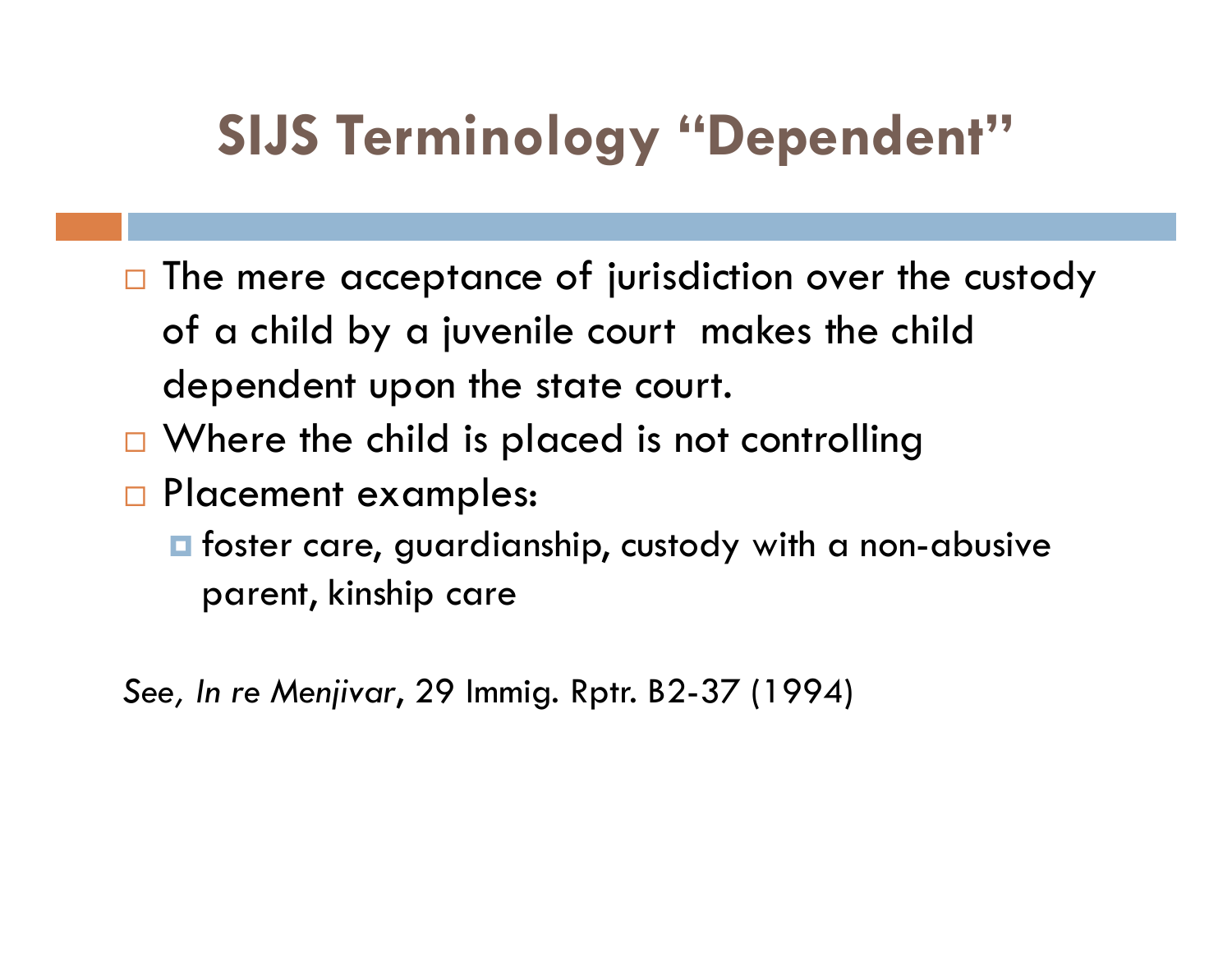# SIJS Terminology "Dependent"

- The mere acceptance of jurisdiction over the custody of a child by a juvenile court makes the child dependent upon the state court.
- Where the child is placed is not controlling
- Placement examples:
  - foster care, guardianship, custody with a non-abusive parent, kinship care

*See*, *In re Menjivar*, 29 Immig. Rptr. B2-37 (1994)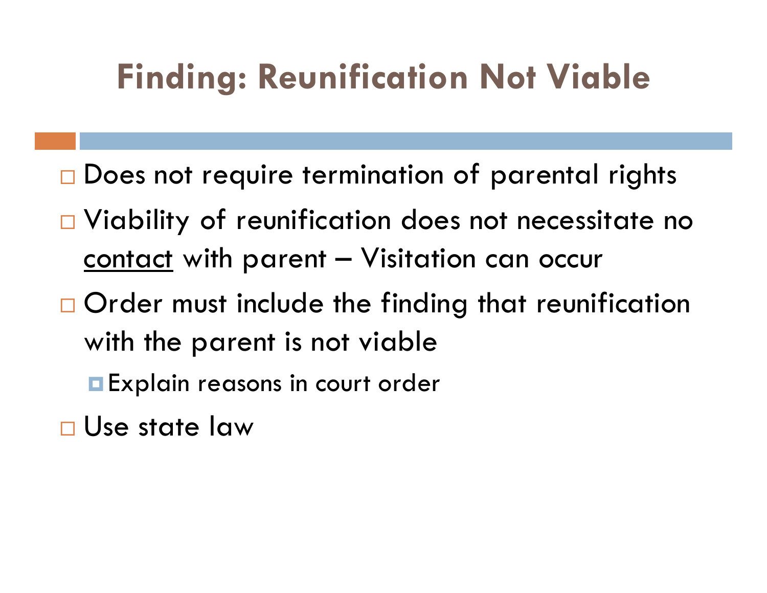# Finding: Reunification Not Viable

- Does not require termination of parental rights
- Viability of reunification does not necessitate no <u>contact</u> with parent – Visitation can occur
- Order must include the finding that reunification with the parent is not viable
  - Explain reasons in court order
- Use state law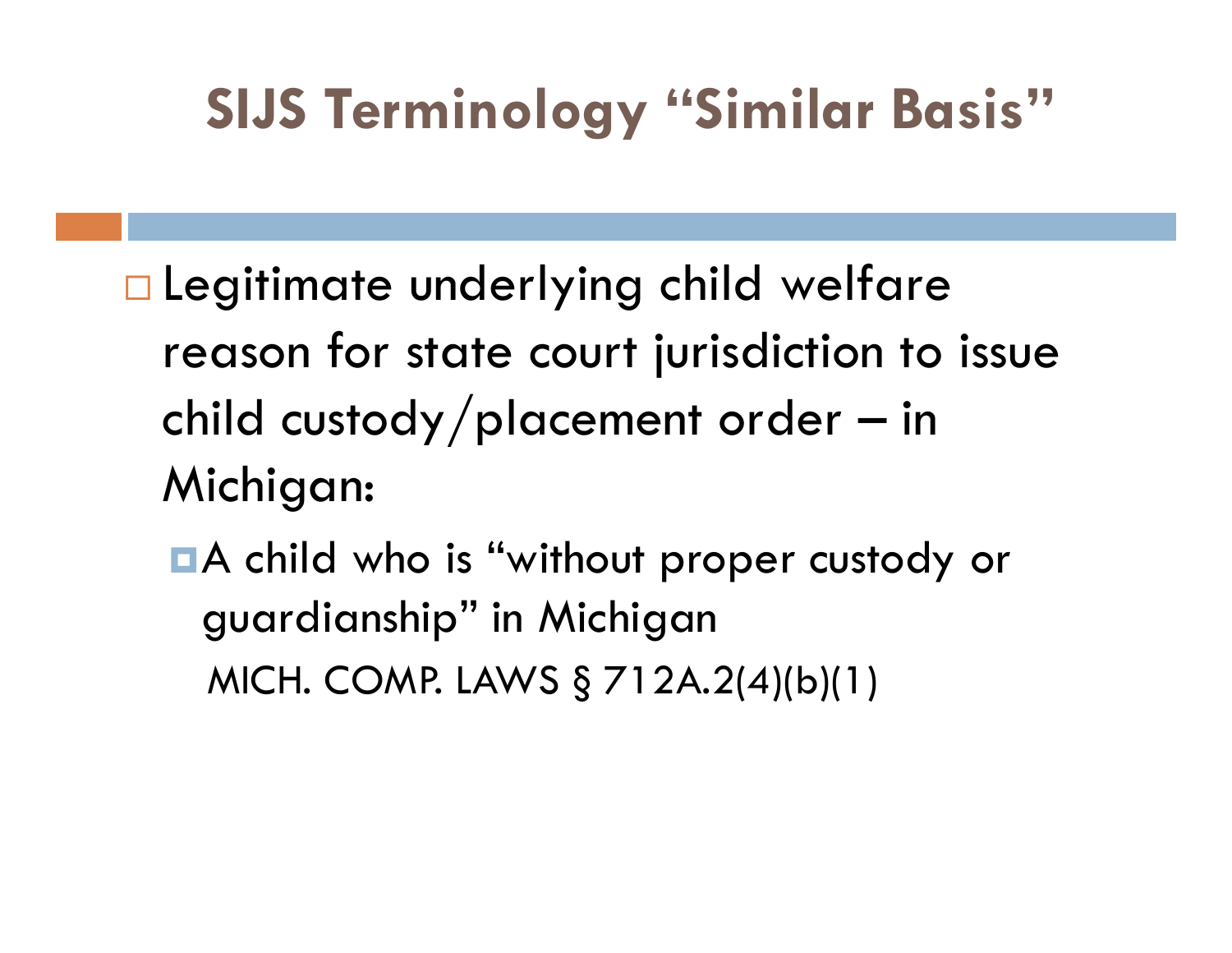# SIJS Terminology "Similar Basis"

- Legitimate underlying child welfare reason for state court jurisdiction to issue child custody/placement order – in Michigan:
  - A child who is "without proper custody or guardianship" in Michigan
    
    MICH. COMP. LAWS § 712A.2(4)(b)(1)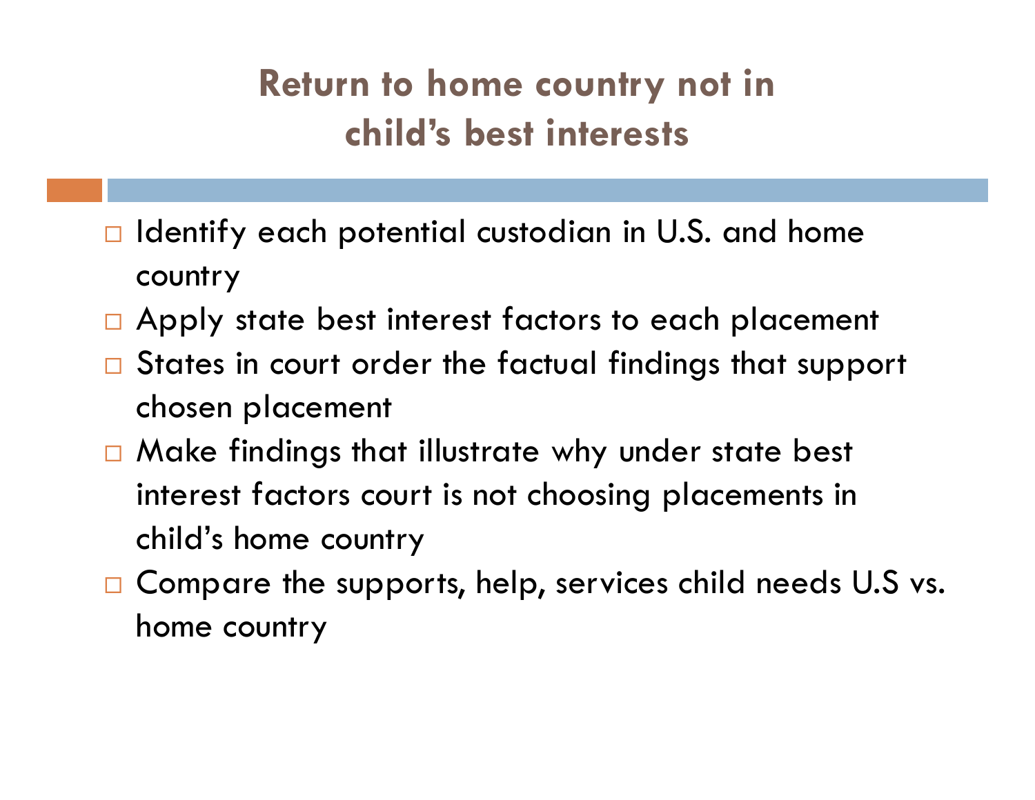# Return to home country not in child's best interests

- Identify each potential custodian in U.S. and home country
- Apply state best interest factors to each placement
- States in court order the factual findings that support chosen placement
- Make findings that illustrate why under state best interest factors court is not choosing placements in child's home country
- Compare the supports, help, services child needs U.S vs. home country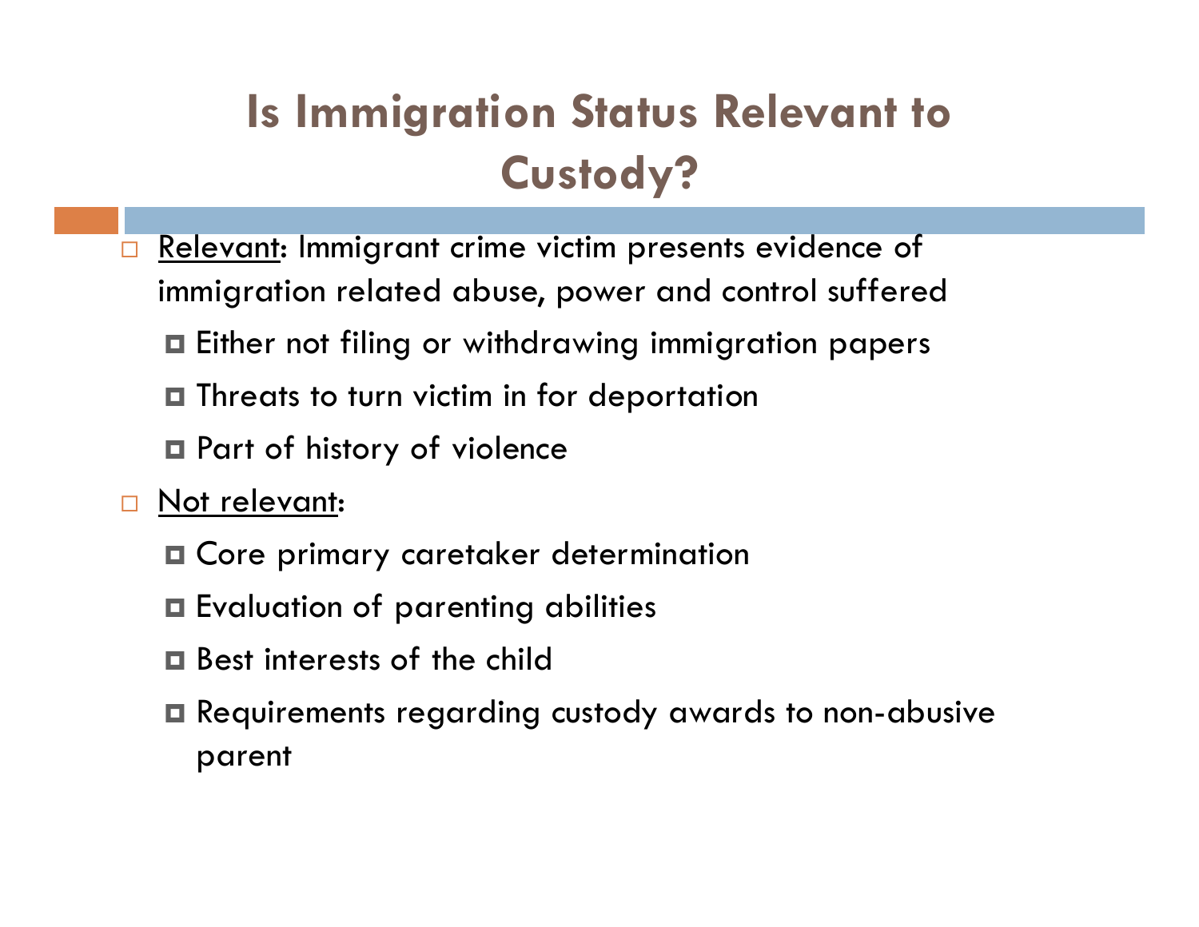# Is Immigration Status Relevant to Custody?

- <u>Relevant</u>: Immigrant crime victim presents evidence of immigration related abuse, power and control suffered
  - Either not filing or withdrawing immigration papers
  - Threats to turn victim in for deportation
  - Part of history of violence
- <u>Not relevant</u>:
  - Core primary caretaker determination
  - Evaluation of parenting abilities
  - Best interests of the child
  - Requirements regarding custody awards to non-abusive parent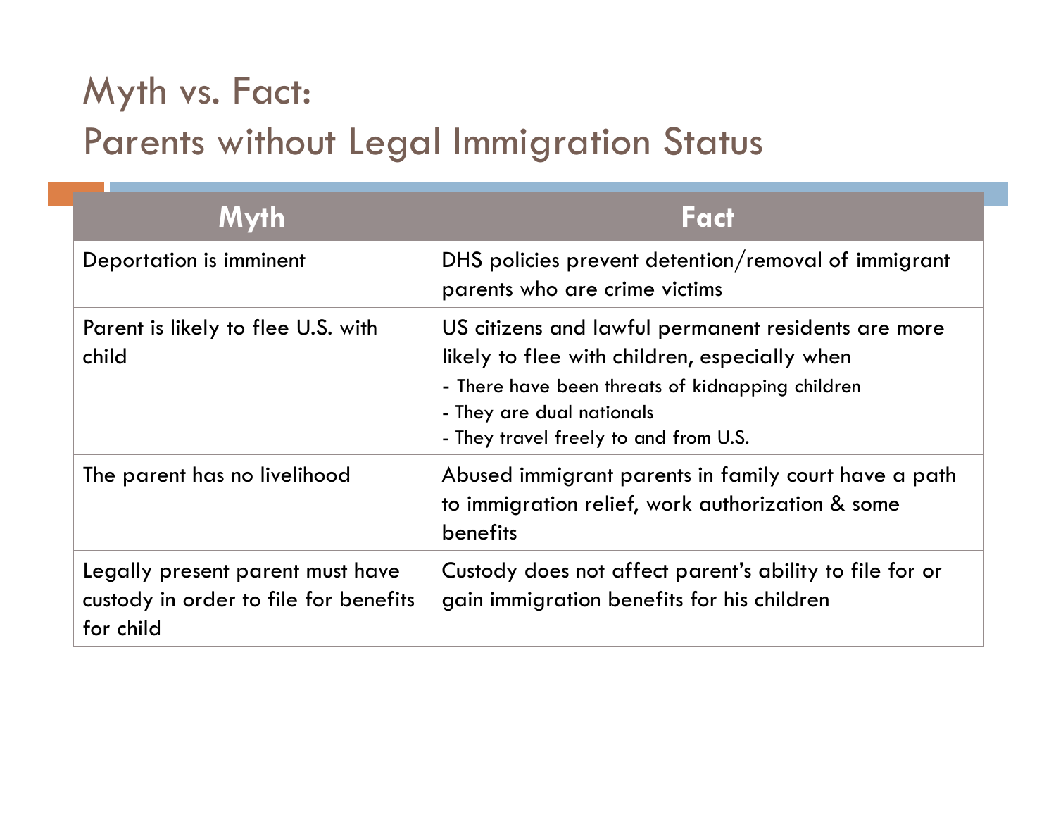# Myth vs. Fact:
# Parents without Legal Immigration Status

| Myth | Fact |
|---|---|
| Deportation is imminent | DHS policies prevent detention/removal of immigrant parents who are crime victims |
| Parent is likely to flee U.S. with child | US citizens and lawful permanent residents are more likely to flee with children, especially when<br>- There have been threats of kidnapping children<br>- They are dual nationals<br>- They travel freely to and from U.S. |
| The parent has no livelihood | Abused immigrant parents in family court have a path to immigration relief, work authorization & some benefits |
| Legally present parent must have custody in order to file for benefits for child | Custody does not affect parent's ability to file for or gain immigration benefits for his children |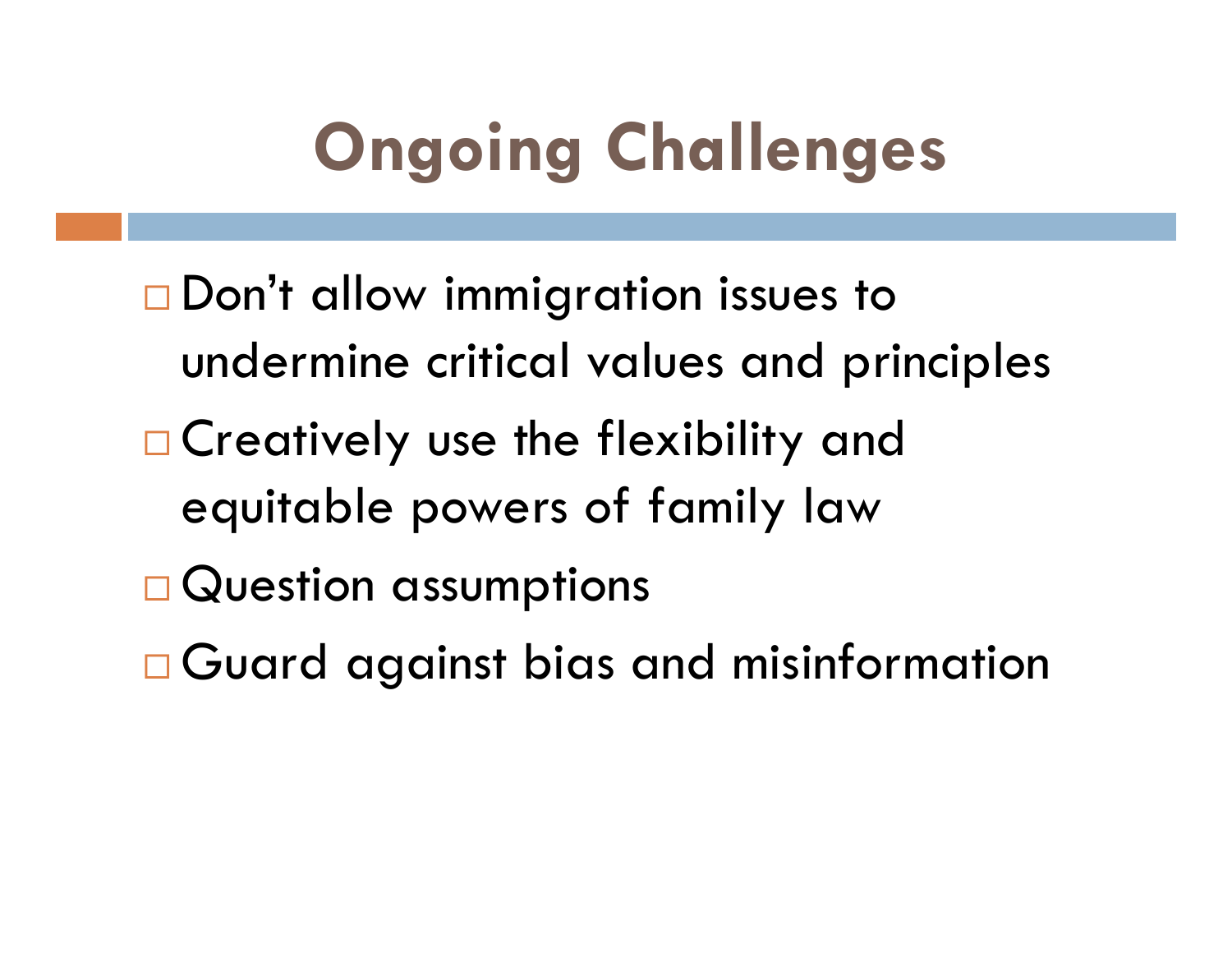# Ongoing Challenges

- Don’t allow immigration issues to undermine critical values and principles
- Creatively use the flexibility and equitable powers of family law
- Question assumptions
- Guard against bias and misinformation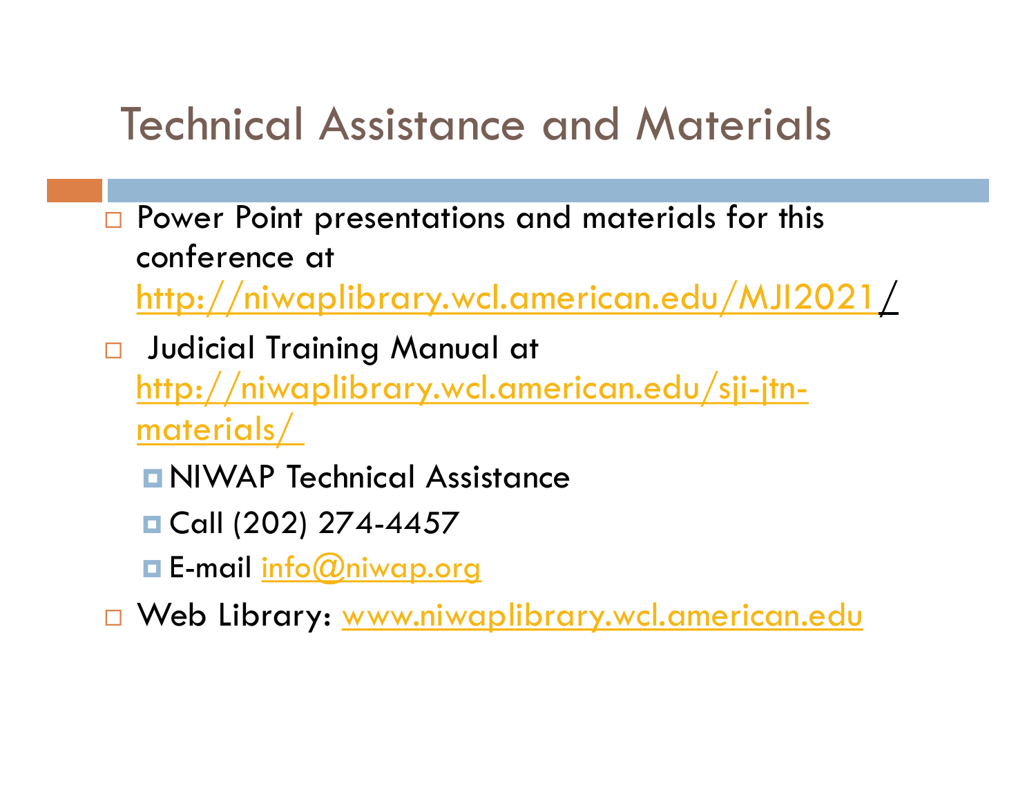# Technical Assistance and Materials

- Power Point presentations and materials for this conference at http://niwaplibrary.wcl.american.edu/MJI2021/
- Judicial Training Manual at http://niwaplibrary.wcl.american.edu/sji-jtn-materials/
  - NIWAP Technical Assistance
  - Call (202) 274-4457
  - E-mail info@niwap.org
- Web Library: www.niwaplibrary.wcl.american.edu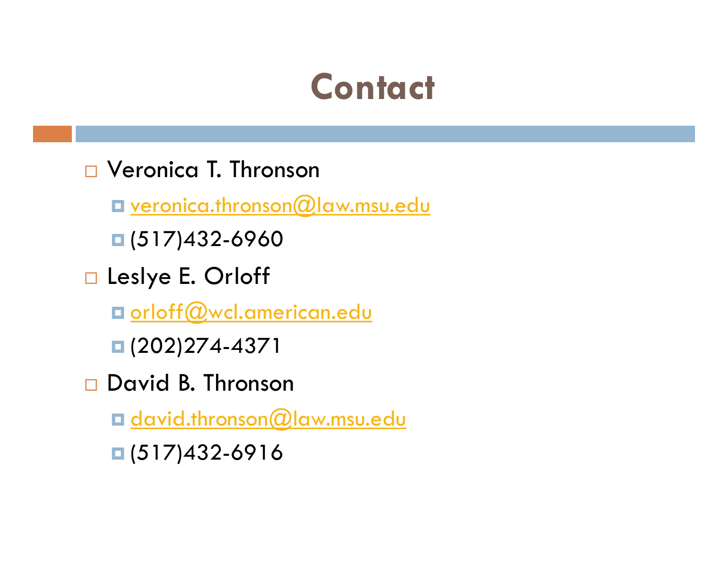# Contact

- Veronica T. Thronson
  - veronica.thronson@law.msu.edu
  - (517)432-6960
- Leslye E. Orloff
  - orloff@wcl.american.edu
  - (202)274-4371
- David B. Thronson
  - david.thronson@law.msu.edu
  - (517)432-6916